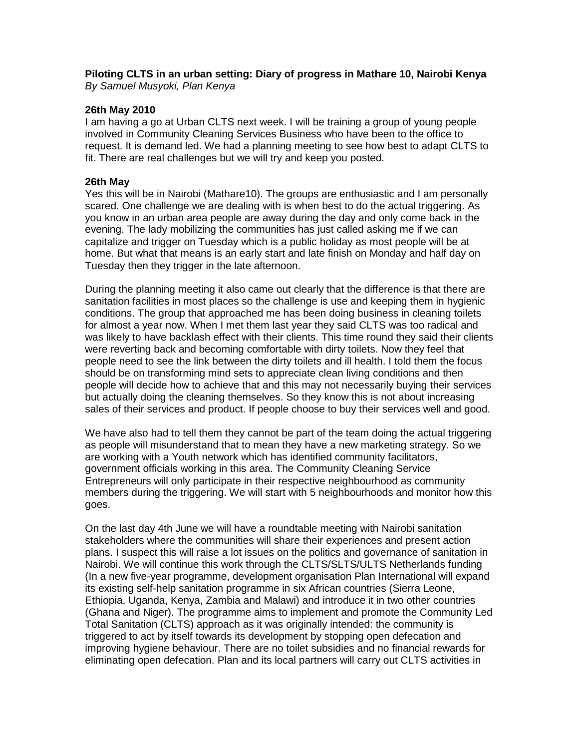**Piloting CLTS in an urban setting: Diary of progress in Mathare 10, Nairobi Kenya**
*By Samuel Musyoki, Plan Kenya*

**26th May 2010**
I am having a go at Urban CLTS next week. I will be training a group of young people involved in Community Cleaning Services Business who have been to the office to request. It is demand led. We had a planning meeting to see how best to adapt CLTS to fit. There are real challenges but we will try and keep you posted.

**26th May**
Yes this will be in Nairobi (Mathare10). The groups are enthusiastic and I am personally scared. One challenge we are dealing with is when best to do the actual triggering. As you know in an urban area people are away during the day and only come back in the evening. The lady mobilizing the communities has just called asking me if we can capitalize and trigger on Tuesday which is a public holiday as most people will be at home. But what that means is an early start and late finish on Monday and half day on Tuesday then they trigger in the late afternoon.

During the planning meeting it also came out clearly that the difference is that there are sanitation facilities in most places so the challenge is use and keeping them in hygienic conditions. The group that approached me has been doing business in cleaning toilets for almost a year now. When I met them last year they said CLTS was too radical and was likely to have backlash effect with their clients. This time round they said their clients were reverting back and becoming comfortable with dirty toilets. Now they feel that people need to see the link between the dirty toilets and ill health. I told them the focus should be on transforming mind sets to appreciate clean living conditions and then people will decide how to achieve that and this may not necessarily buying their services but actually doing the cleaning themselves. So they know this is not about increasing sales of their services and product. If people choose to buy their services well and good.

We have also had to tell them they cannot be part of the team doing the actual triggering as people will misunderstand that to mean they have a new marketing strategy. So we are working with a Youth network which has identified community facilitators, government officials working in this area. The Community Cleaning Service Entrepreneurs will only participate in their respective neighbourhood as community members during the triggering. We will start with 5 neighbourhoods and monitor how this goes.

On the last day 4th June we will have a roundtable meeting with Nairobi sanitation stakeholders where the communities will share their experiences and present action plans. I suspect this will raise a lot issues on the politics and governance of sanitation in Nairobi. We will continue this work through the CLTS/SLTS/ULTS Netherlands funding (In a new five-year programme, development organisation Plan International will expand its existing self-help sanitation programme in six African countries (Sierra Leone, Ethiopia, Uganda, Kenya, Zambia and Malawi) and introduce it in two other countries (Ghana and Niger). The programme aims to implement and promote the Community Led Total Sanitation (CLTS) approach as it was originally intended: the community is triggered to act by itself towards its development by stopping open defecation and improving hygiene behaviour. There are no toilet subsidies and no financial rewards for eliminating open defecation. Plan and its local partners will carry out CLTS activities in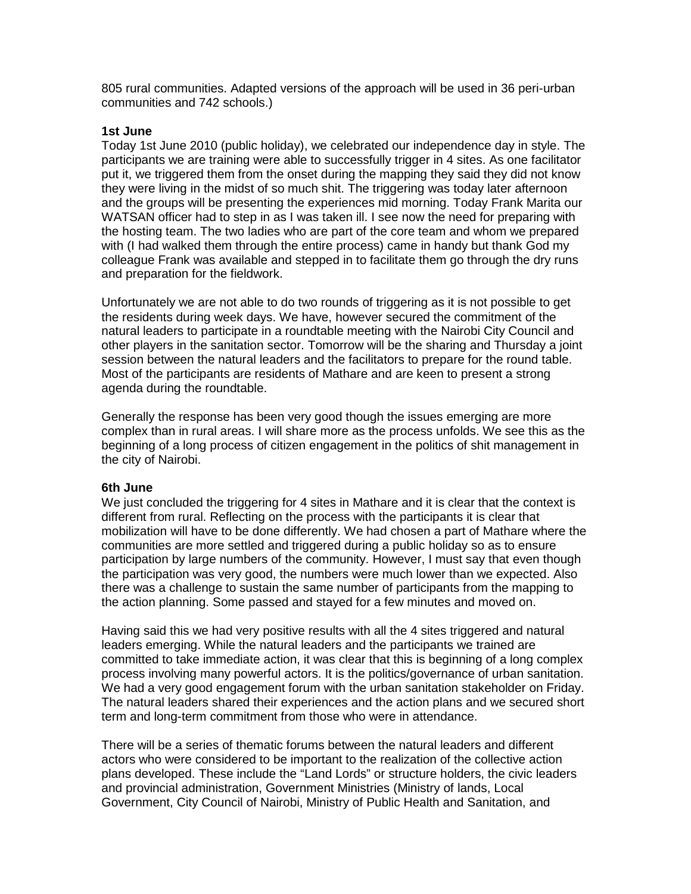805 rural communities. Adapted versions of the approach will be used in 36 peri-urban communities and 742 schools.)

**1st June**
Today 1st June 2010 (public holiday), we celebrated our independence day in style. The participants we are training were able to successfully trigger in 4 sites. As one facilitator put it, we triggered them from the onset during the mapping they said they did not know they were living in the midst of so much shit. The triggering was today later afternoon and the groups will be presenting the experiences mid morning. Today Frank Marita our WATSAN officer had to step in as I was taken ill. I see now the need for preparing with the hosting team. The two ladies who are part of the core team and whom we prepared with (I had walked them through the entire process) came in handy but thank God my colleague Frank was available and stepped in to facilitate them go through the dry runs and preparation for the fieldwork.

Unfortunately we are not able to do two rounds of triggering as it is not possible to get the residents during week days. We have, however secured the commitment of the natural leaders to participate in a roundtable meeting with the Nairobi City Council and other players in the sanitation sector. Tomorrow will be the sharing and Thursday a joint session between the natural leaders and the facilitators to prepare for the round table. Most of the participants are residents of Mathare and are keen to present a strong agenda during the roundtable.

Generally the response has been very good though the issues emerging are more complex than in rural areas. I will share more as the process unfolds. We see this as the beginning of a long process of citizen engagement in the politics of shit management in the city of Nairobi.

**6th June**
We just concluded the triggering for 4 sites in Mathare and it is clear that the context is different from rural. Reflecting on the process with the participants it is clear that mobilization will have to be done differently. We had chosen a part of Mathare where the communities are more settled and triggered during a public holiday so as to ensure participation by large numbers of the community. However, I must say that even though the participation was very good, the numbers were much lower than we expected. Also there was a challenge to sustain the same number of participants from the mapping to the action planning. Some passed and stayed for a few minutes and moved on.

Having said this we had very positive results with all the 4 sites triggered and natural leaders emerging. While the natural leaders and the participants we trained are committed to take immediate action, it was clear that this is beginning of a long complex process involving many powerful actors. It is the politics/governance of urban sanitation. We had a very good engagement forum with the urban sanitation stakeholder on Friday. The natural leaders shared their experiences and the action plans and we secured short term and long-term commitment from those who were in attendance.

There will be a series of thematic forums between the natural leaders and different actors who were considered to be important to the realization of the collective action plans developed. These include the "Land Lords" or structure holders, the civic leaders and provincial administration, Government Ministries (Ministry of lands, Local Government, City Council of Nairobi, Ministry of Public Health and Sanitation, and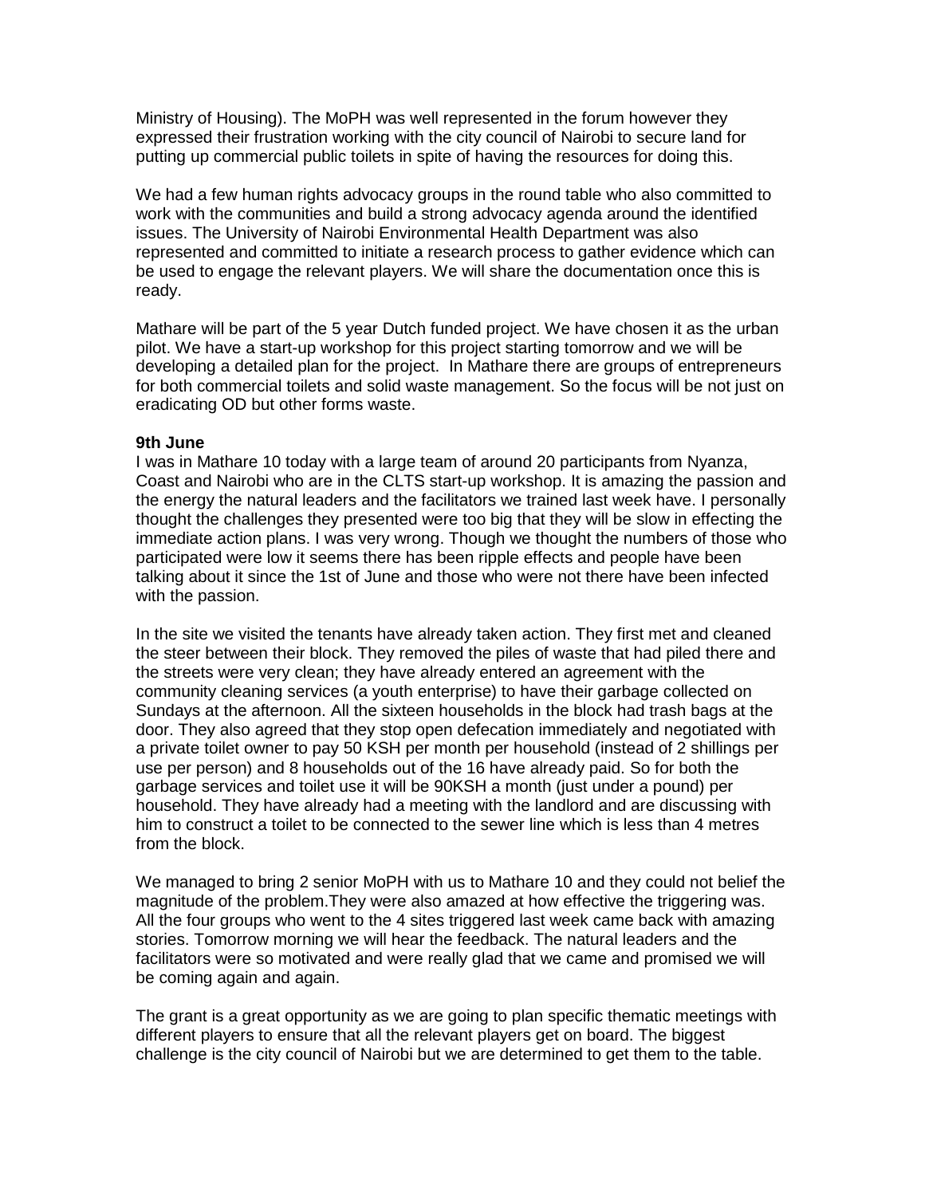Ministry of Housing). The MoPH was well represented in the forum however they expressed their frustration working with the city council of Nairobi to secure land for putting up commercial public toilets in spite of having the resources for doing this.

We had a few human rights advocacy groups in the round table who also committed to work with the communities and build a strong advocacy agenda around the identified issues. The University of Nairobi Environmental Health Department was also represented and committed to initiate a research process to gather evidence which can be used to engage the relevant players. We will share the documentation once this is ready.

Mathare will be part of the 5 year Dutch funded project. We have chosen it as the urban pilot. We have a start-up workshop for this project starting tomorrow and we will be developing a detailed plan for the project. In Mathare there are groups of entrepreneurs for both commercial toilets and solid waste management. So the focus will be not just on eradicating OD but other forms waste.

**9th June**
I was in Mathare 10 today with a large team of around 20 participants from Nyanza, Coast and Nairobi who are in the CLTS start-up workshop. It is amazing the passion and the energy the natural leaders and the facilitators we trained last week have. I personally thought the challenges they presented were too big that they will be slow in effecting the immediate action plans. I was very wrong. Though we thought the numbers of those who participated were low it seems there has been ripple effects and people have been talking about it since the 1st of June and those who were not there have been infected with the passion.

In the site we visited the tenants have already taken action. They first met and cleaned the steer between their block. They removed the piles of waste that had piled there and the streets were very clean; they have already entered an agreement with the community cleaning services (a youth enterprise) to have their garbage collected on Sundays at the afternoon. All the sixteen households in the block had trash bags at the door. They also agreed that they stop open defecation immediately and negotiated with a private toilet owner to pay 50 KSH per month per household (instead of 2 shillings per use per person) and 8 households out of the 16 have already paid. So for both the garbage services and toilet use it will be 90KSH a month (just under a pound) per household. They have already had a meeting with the landlord and are discussing with him to construct a toilet to be connected to the sewer line which is less than 4 metres from the block.

We managed to bring 2 senior MoPH with us to Mathare 10 and they could not belief the magnitude of the problem.They were also amazed at how effective the triggering was. All the four groups who went to the 4 sites triggered last week came back with amazing stories. Tomorrow morning we will hear the feedback. The natural leaders and the facilitators were so motivated and were really glad that we came and promised we will be coming again and again.

The grant is a great opportunity as we are going to plan specific thematic meetings with different players to ensure that all the relevant players get on board. The biggest challenge is the city council of Nairobi but we are determined to get them to the table.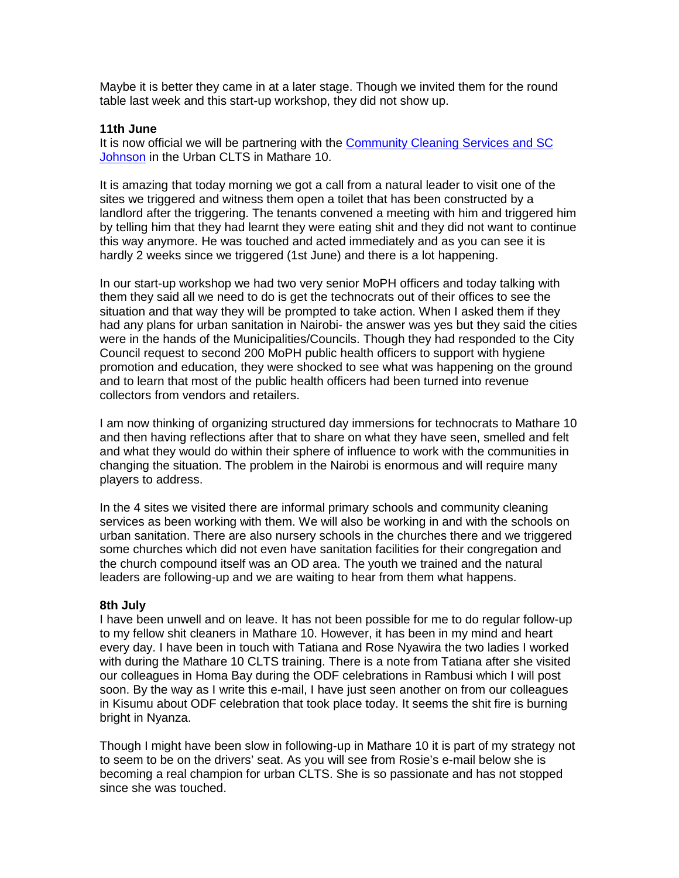Maybe it is better they came in at a later stage. Though we invited them for the round table last week and this start-up workshop, they did not show up.

**11th June**

It is now official we will be partnering with the [Community Cleaning Services and SC Johnson]() in the Urban CLTS in Mathare 10.

It is amazing that today morning we got a call from a natural leader to visit one of the sites we triggered and witness them open a toilet that has been constructed by a landlord after the triggering. The tenants convened a meeting with him and triggered him by telling him that they had learnt they were eating shit and they did not want to continue this way anymore. He was touched and acted immediately and as you can see it is hardly 2 weeks since we triggered (1st June) and there is a lot happening.

In our start-up workshop we had two very senior MoPH officers and today talking with them they said all we need to do is get the technocrats out of their offices to see the situation and that way they will be prompted to take action. When I asked them if they had any plans for urban sanitation in Nairobi- the answer was yes but they said the cities were in the hands of the Municipalities/Councils. Though they had responded to the City Council request to second 200 MoPH public health officers to support with hygiene promotion and education, they were shocked to see what was happening on the ground and to learn that most of the public health officers had been turned into revenue collectors from vendors and retailers.

I am now thinking of organizing structured day immersions for technocrats to Mathare 10 and then having reflections after that to share on what they have seen, smelled and felt and what they would do within their sphere of influence to work with the communities in changing the situation. The problem in the Nairobi is enormous and will require many players to address.

In the 4 sites we visited there are informal primary schools and community cleaning services as been working with them. We will also be working in and with the schools on urban sanitation. There are also nursery schools in the churches there and we triggered some churches which did not even have sanitation facilities for their congregation and the church compound itself was an OD area. The youth we trained and the natural leaders are following-up and we are waiting to hear from them what happens.

**8th July**

I have been unwell and on leave. It has not been possible for me to do regular follow-up to my fellow shit cleaners in Mathare 10. However, it has been in my mind and heart every day. I have been in touch with Tatiana and Rose Nyawira the two ladies I worked with during the Mathare 10 CLTS training. There is a note from Tatiana after she visited our colleagues in Homa Bay during the ODF celebrations in Rambusi which I will post soon. By the way as I write this e-mail, I have just seen another on from our colleagues in Kisumu about ODF celebration that took place today. It seems the shit fire is burning bright in Nyanza.

Though I might have been slow in following-up in Mathare 10 it is part of my strategy not to seem to be on the drivers' seat. As you will see from Rosie's e-mail below she is becoming a real champion for urban CLTS. She is so passionate and has not stopped since she was touched.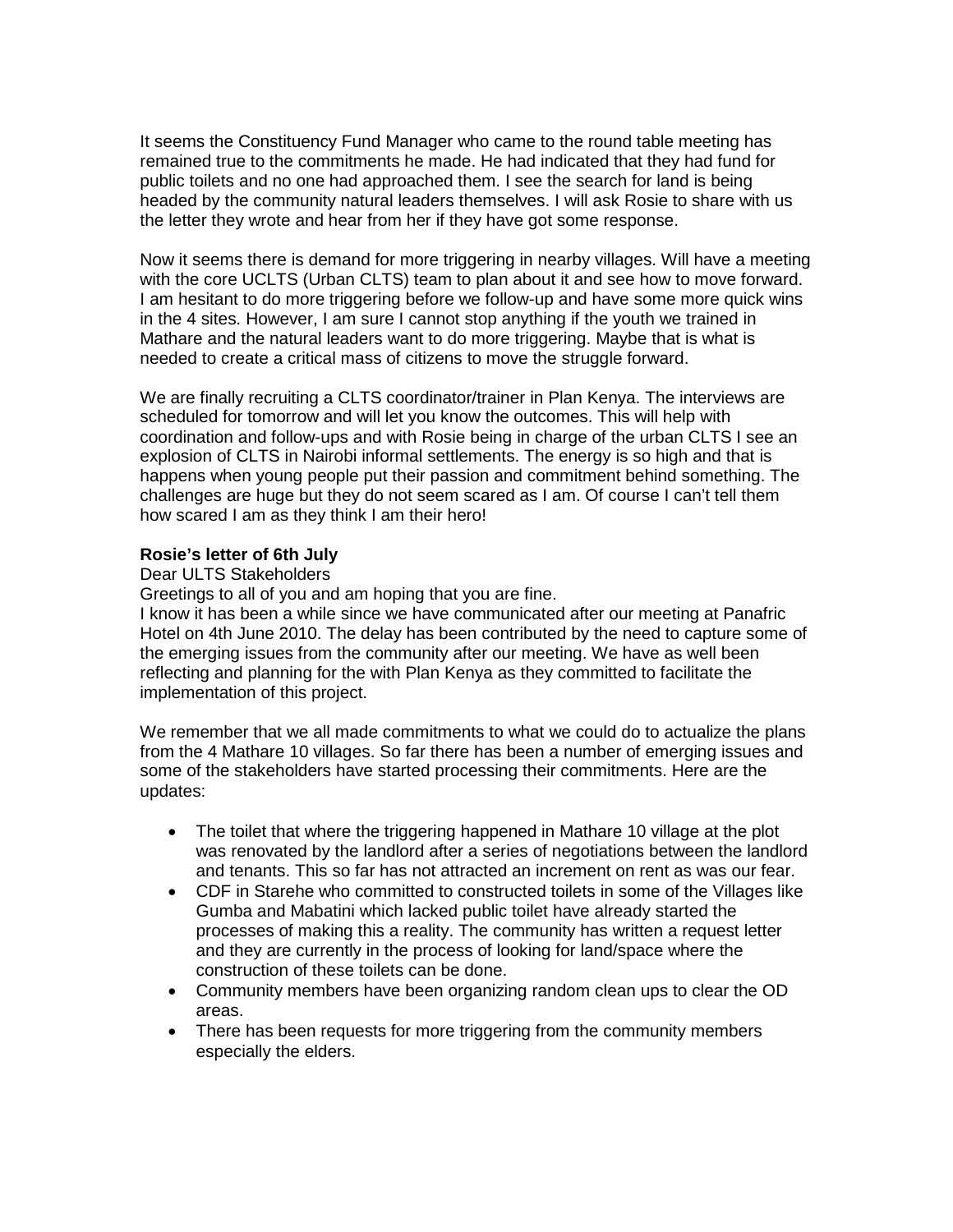It seems the Constituency Fund Manager who came to the round table meeting has remained true to the commitments he made. He had indicated that they had fund for public toilets and no one had approached them. I see the search for land is being headed by the community natural leaders themselves. I will ask Rosie to share with us the letter they wrote and hear from her if they have got some response.

Now it seems there is demand for more triggering in nearby villages. Will have a meeting with the core UCLTS (Urban CLTS) team to plan about it and see how to move forward. I am hesitant to do more triggering before we follow-up and have some more quick wins in the 4 sites. However, I am sure I cannot stop anything if the youth we trained in Mathare and the natural leaders want to do more triggering. Maybe that is what is needed to create a critical mass of citizens to move the struggle forward.

We are finally recruiting a CLTS coordinator/trainer in Plan Kenya. The interviews are scheduled for tomorrow and will let you know the outcomes. This will help with coordination and follow-ups and with Rosie being in charge of the urban CLTS I see an explosion of CLTS in Nairobi informal settlements. The energy is so high and that is happens when young people put their passion and commitment behind something. The challenges are huge but they do not seem scared as I am. Of course I can't tell them how scared I am as they think I am their hero!

**Rosie's letter of 6th July**

Dear ULTS Stakeholders

Greetings to all of you and am hoping that you are fine.

I know it has been a while since we have communicated after our meeting at Panafric Hotel on 4th June 2010. The delay has been contributed by the need to capture some of the emerging issues from the community after our meeting. We have as well been reflecting and planning for the with Plan Kenya as they committed to facilitate the implementation of this project.

We remember that we all made commitments to what we could do to actualize the plans from the 4 Mathare 10 villages. So far there has been a number of emerging issues and some of the stakeholders have started processing their commitments. Here are the updates:

- The toilet that where the triggering happened in Mathare 10 village at the plot was renovated by the landlord after a series of negotiations between the landlord and tenants. This so far has not attracted an increment on rent as was our fear.
- CDF in Starehe who committed to constructed toilets in some of the Villages like Gumba and Mabatini which lacked public toilet have already started the processes of making this a reality. The community has written a request letter and they are currently in the process of looking for land/space where the construction of these toilets can be done.
- Community members have been organizing random clean ups to clear the OD areas.
- There has been requests for more triggering from the community members especially the elders.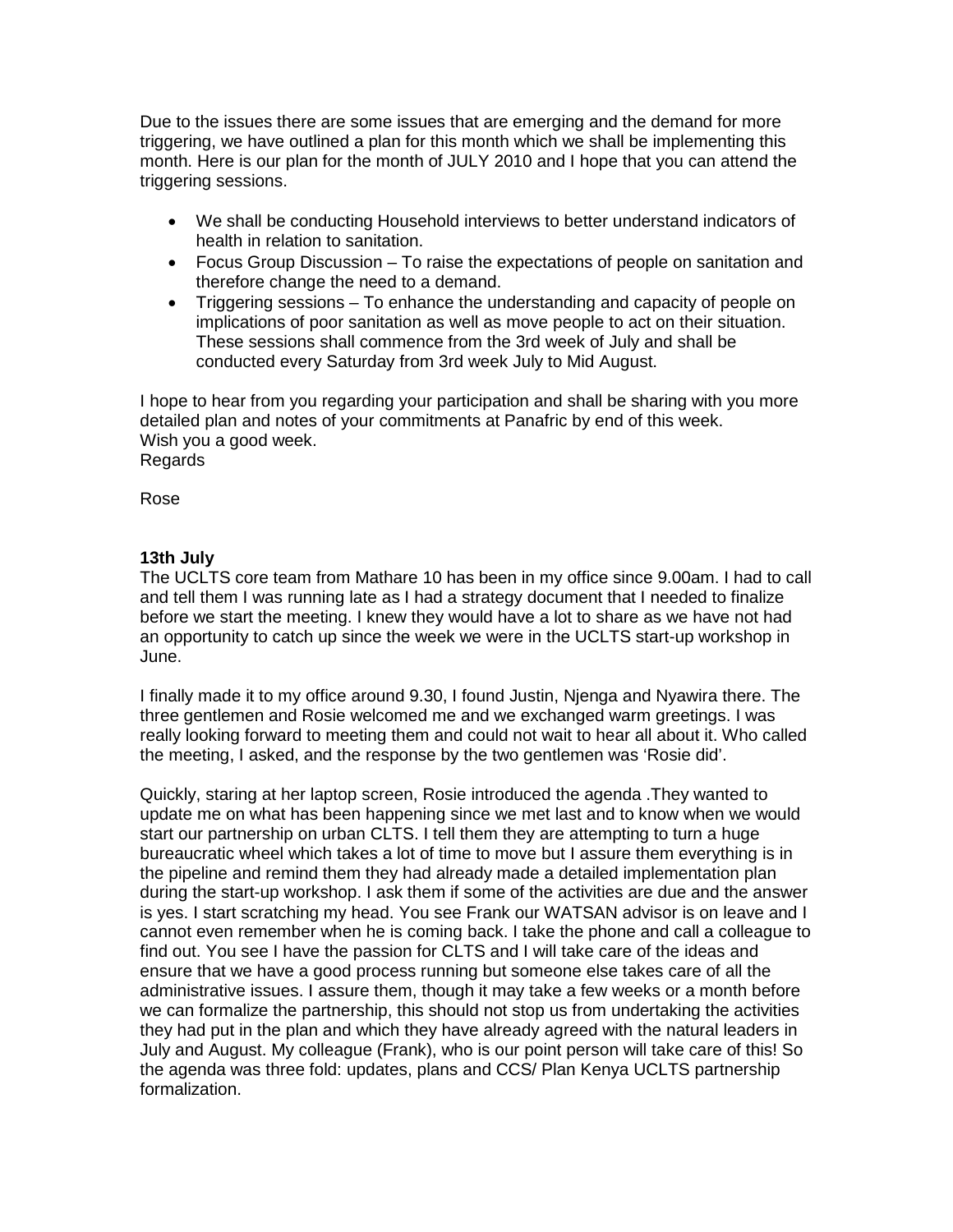Due to the issues there are some issues that are emerging and the demand for more triggering, we have outlined a plan for this month which we shall be implementing this month. Here is our plan for the month of JULY 2010 and I hope that you can attend the triggering sessions.

- We shall be conducting Household interviews to better understand indicators of health in relation to sanitation.
- Focus Group Discussion – To raise the expectations of people on sanitation and therefore change the need to a demand.
- Triggering sessions – To enhance the understanding and capacity of people on implications of poor sanitation as well as move people to act on their situation. These sessions shall commence from the 3rd week of July and shall be conducted every Saturday from 3rd week July to Mid August.

I hope to hear from you regarding your participation and shall be sharing with you more detailed plan and notes of your commitments at Panafric by end of this week.
Wish you a good week.
Regards

Rose

**13th July**
The UCLTS core team from Mathare 10 has been in my office since 9.00am. I had to call and tell them I was running late as I had a strategy document that I needed to finalize before we start the meeting. I knew they would have a lot to share as we have not had an opportunity to catch up since the week we were in the UCLTS start-up workshop in June.

I finally made it to my office around 9.30, I found Justin, Njenga and Nyawira there. The three gentlemen and Rosie welcomed me and we exchanged warm greetings. I was really looking forward to meeting them and could not wait to hear all about it. Who called the meeting, I asked, and the response by the two gentlemen was 'Rosie did'.

Quickly, staring at her laptop screen, Rosie introduced the agenda .They wanted to update me on what has been happening since we met last and to know when we would start our partnership on urban CLTS. I tell them they are attempting to turn a huge bureaucratic wheel which takes a lot of time to move but I assure them everything is in the pipeline and remind them they had already made a detailed implementation plan during the start-up workshop. I ask them if some of the activities are due and the answer is yes. I start scratching my head. You see Frank our WATSAN advisor is on leave and I cannot even remember when he is coming back. I take the phone and call a colleague to find out. You see I have the passion for CLTS and I will take care of the ideas and ensure that we have a good process running but someone else takes care of all the administrative issues. I assure them, though it may take a few weeks or a month before we can formalize the partnership, this should not stop us from undertaking the activities they had put in the plan and which they have already agreed with the natural leaders in July and August. My colleague (Frank), who is our point person will take care of this! So the agenda was three fold: updates, plans and CCS/ Plan Kenya UCLTS partnership formalization.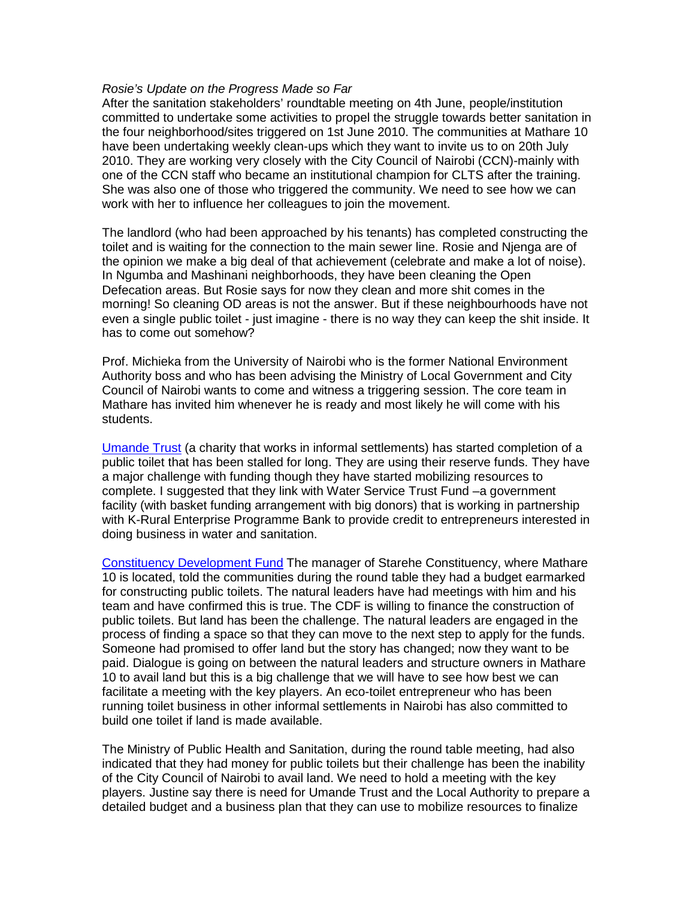*Rosie's Update on the Progress Made so Far*

After the sanitation stakeholders' roundtable meeting on 4th June, people/institution committed to undertake some activities to propel the struggle towards better sanitation in the four neighborhood/sites triggered on 1st June 2010. The communities at Mathare 10 have been undertaking weekly clean-ups which they want to invite us to on 20th July 2010. They are working very closely with the City Council of Nairobi (CCN)-mainly with one of the CCN staff who became an institutional champion for CLTS after the training. She was also one of those who triggered the community. We need to see how we can work with her to influence her colleagues to join the movement.

The landlord (who had been approached by his tenants) has completed constructing the toilet and is waiting for the connection to the main sewer line. Rosie and Njenga are of the opinion we make a big deal of that achievement (celebrate and make a lot of noise). In Ngumba and Mashinani neighborhoods, they have been cleaning the Open Defecation areas. But Rosie says for now they clean and more shit comes in the morning! So cleaning OD areas is not the answer. But if these neighbourhoods have not even a single public toilet - just imagine - there is no way they can keep the shit inside. It has to come out somehow?

Prof. Michieka from the University of Nairobi who is the former National Environment Authority boss and who has been advising the Ministry of Local Government and City Council of Nairobi wants to come and witness a triggering session. The core team in Mathare has invited him whenever he is ready and most likely he will come with his students.

[Umande Trust] (a charity that works in informal settlements) has started completion of a public toilet that has been stalled for long. They are using their reserve funds. They have a major challenge with funding though they have started mobilizing resources to complete. I suggested that they link with Water Service Trust Fund –a government facility (with basket funding arrangement with big donors) that is working in partnership with K-Rural Enterprise Programme Bank to provide credit to entrepreneurs interested in doing business in water and sanitation.

[Constituency Development Fund] The manager of Starehe Constituency, where Mathare 10 is located, told the communities during the round table they had a budget earmarked for constructing public toilets. The natural leaders have had meetings with him and his team and have confirmed this is true. The CDF is willing to finance the construction of public toilets. But land has been the challenge. The natural leaders are engaged in the process of finding a space so that they can move to the next step to apply for the funds. Someone had promised to offer land but the story has changed; now they want to be paid. Dialogue is going on between the natural leaders and structure owners in Mathare 10 to avail land but this is a big challenge that we will have to see how best we can facilitate a meeting with the key players. An eco-toilet entrepreneur who has been running toilet business in other informal settlements in Nairobi has also committed to build one toilet if land is made available.

The Ministry of Public Health and Sanitation, during the round table meeting, had also indicated that they had money for public toilets but their challenge has been the inability of the City Council of Nairobi to avail land. We need to hold a meeting with the key players. Justine say there is need for Umande Trust and the Local Authority to prepare a detailed budget and a business plan that they can use to mobilize resources to finalize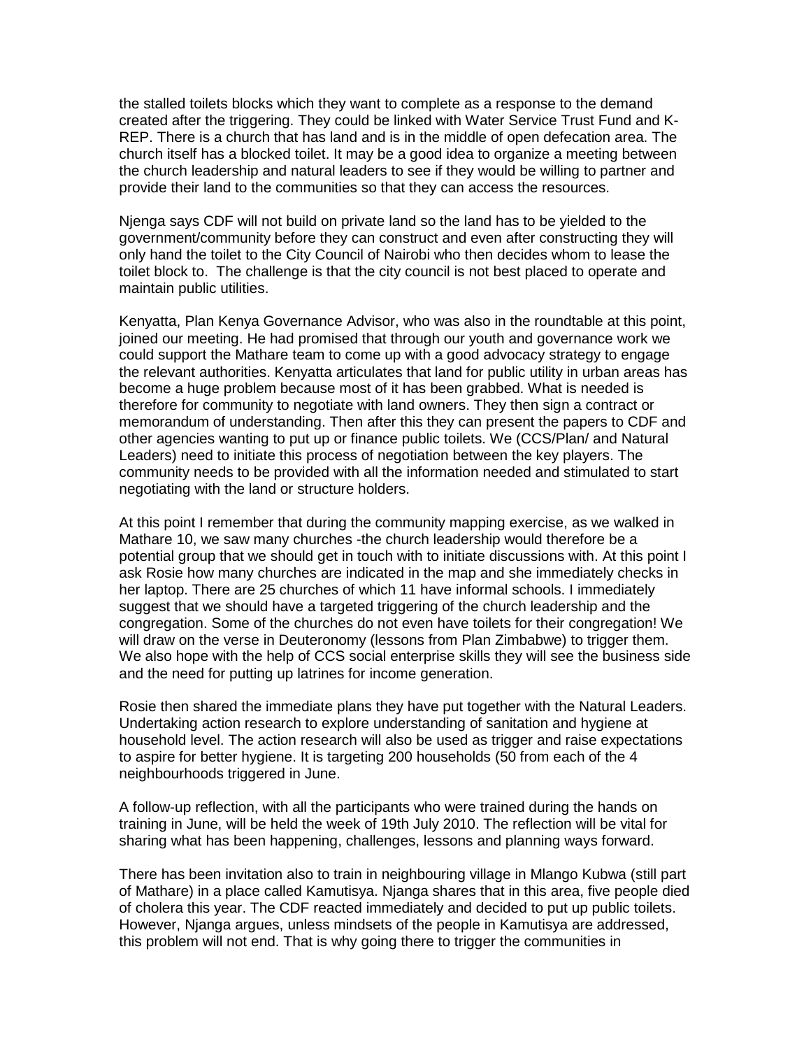the stalled toilets blocks which they want to complete as a response to the demand created after the triggering. They could be linked with Water Service Trust Fund and K-REP. There is a church that has land and is in the middle of open defecation area. The church itself has a blocked toilet. It may be a good idea to organize a meeting between the church leadership and natural leaders to see if they would be willing to partner and provide their land to the communities so that they can access the resources.

Njenga says CDF will not build on private land so the land has to be yielded to the government/community before they can construct and even after constructing they will only hand the toilet to the City Council of Nairobi who then decides whom to lease the toilet block to. The challenge is that the city council is not best placed to operate and maintain public utilities.

Kenyatta, Plan Kenya Governance Advisor, who was also in the roundtable at this point, joined our meeting. He had promised that through our youth and governance work we could support the Mathare team to come up with a good advocacy strategy to engage the relevant authorities. Kenyatta articulates that land for public utility in urban areas has become a huge problem because most of it has been grabbed. What is needed is therefore for community to negotiate with land owners. They then sign a contract or memorandum of understanding. Then after this they can present the papers to CDF and other agencies wanting to put up or finance public toilets. We (CCS/Plan/ and Natural Leaders) need to initiate this process of negotiation between the key players. The community needs to be provided with all the information needed and stimulated to start negotiating with the land or structure holders.

At this point I remember that during the community mapping exercise, as we walked in Mathare 10, we saw many churches -the church leadership would therefore be a potential group that we should get in touch with to initiate discussions with. At this point I ask Rosie how many churches are indicated in the map and she immediately checks in her laptop. There are 25 churches of which 11 have informal schools. I immediately suggest that we should have a targeted triggering of the church leadership and the congregation. Some of the churches do not even have toilets for their congregation! We will draw on the verse in Deuteronomy (lessons from Plan Zimbabwe) to trigger them. We also hope with the help of CCS social enterprise skills they will see the business side and the need for putting up latrines for income generation.

Rosie then shared the immediate plans they have put together with the Natural Leaders. Undertaking action research to explore understanding of sanitation and hygiene at household level. The action research will also be used as trigger and raise expectations to aspire for better hygiene. It is targeting 200 households (50 from each of the 4 neighbourhoods triggered in June.

A follow-up reflection, with all the participants who were trained during the hands on training in June, will be held the week of 19th July 2010. The reflection will be vital for sharing what has been happening, challenges, lessons and planning ways forward.

There has been invitation also to train in neighbouring village in Mlango Kubwa (still part of Mathare) in a place called Kamutisya. Njanga shares that in this area, five people died of cholera this year. The CDF reacted immediately and decided to put up public toilets. However, Njanga argues, unless mindsets of the people in Kamutisya are addressed, this problem will not end. That is why going there to trigger the communities in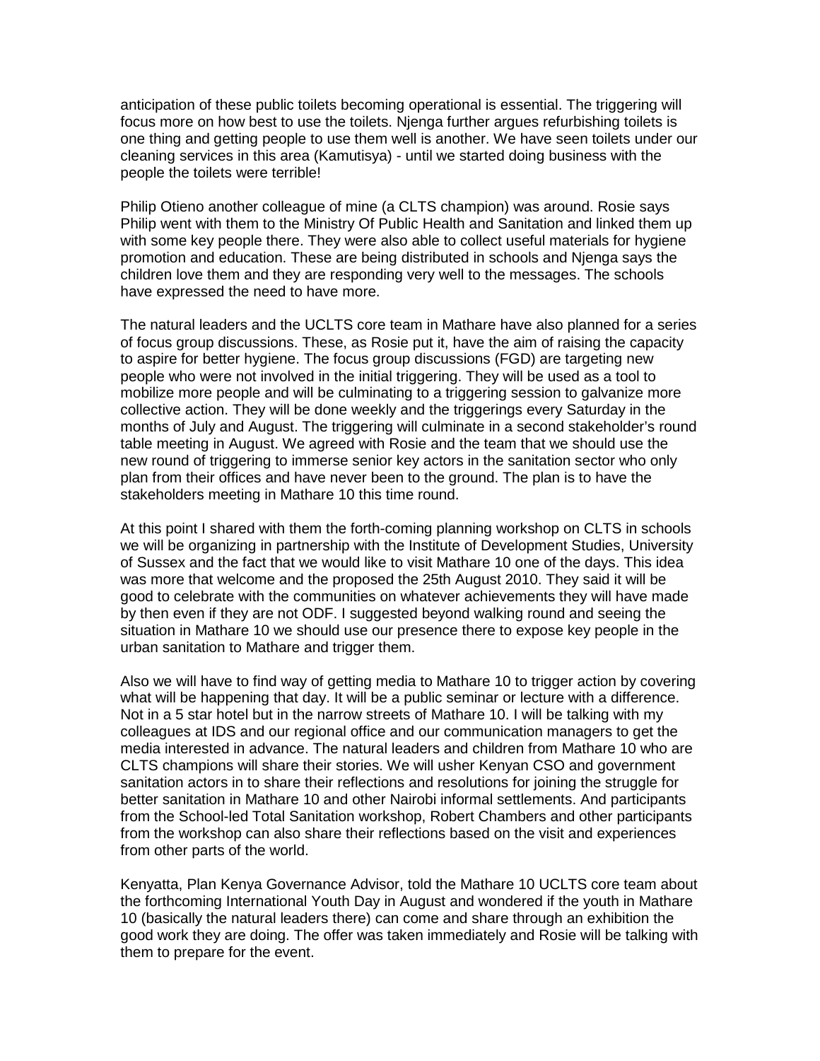anticipation of these public toilets becoming operational is essential. The triggering will focus more on how best to use the toilets. Njenga further argues refurbishing toilets is one thing and getting people to use them well is another. We have seen toilets under our cleaning services in this area (Kamutisya) - until we started doing business with the people the toilets were terrible!

Philip Otieno another colleague of mine (a CLTS champion) was around. Rosie says Philip went with them to the Ministry Of Public Health and Sanitation and linked them up with some key people there. They were also able to collect useful materials for hygiene promotion and education. These are being distributed in schools and Njenga says the children love them and they are responding very well to the messages. The schools have expressed the need to have more.

The natural leaders and the UCLTS core team in Mathare have also planned for a series of focus group discussions. These, as Rosie put it, have the aim of raising the capacity to aspire for better hygiene. The focus group discussions (FGD) are targeting new people who were not involved in the initial triggering. They will be used as a tool to mobilize more people and will be culminating to a triggering session to galvanize more collective action. They will be done weekly and the triggerings every Saturday in the months of July and August. The triggering will culminate in a second stakeholder's round table meeting in August. We agreed with Rosie and the team that we should use the new round of triggering to immerse senior key actors in the sanitation sector who only plan from their offices and have never been to the ground. The plan is to have the stakeholders meeting in Mathare 10 this time round.

At this point I shared with them the forth-coming planning workshop on CLTS in schools we will be organizing in partnership with the Institute of Development Studies, University of Sussex and the fact that we would like to visit Mathare 10 one of the days. This idea was more that welcome and the proposed the 25th August 2010. They said it will be good to celebrate with the communities on whatever achievements they will have made by then even if they are not ODF. I suggested beyond walking round and seeing the situation in Mathare 10 we should use our presence there to expose key people in the urban sanitation to Mathare and trigger them.

Also we will have to find way of getting media to Mathare 10 to trigger action by covering what will be happening that day. It will be a public seminar or lecture with a difference. Not in a 5 star hotel but in the narrow streets of Mathare 10. I will be talking with my colleagues at IDS and our regional office and our communication managers to get the media interested in advance. The natural leaders and children from Mathare 10 who are CLTS champions will share their stories. We will usher Kenyan CSO and government sanitation actors in to share their reflections and resolutions for joining the struggle for better sanitation in Mathare 10 and other Nairobi informal settlements. And participants from the School-led Total Sanitation workshop, Robert Chambers and other participants from the workshop can also share their reflections based on the visit and experiences from other parts of the world.

Kenyatta, Plan Kenya Governance Advisor, told the Mathare 10 UCLTS core team about the forthcoming International Youth Day in August and wondered if the youth in Mathare 10 (basically the natural leaders there) can come and share through an exhibition the good work they are doing. The offer was taken immediately and Rosie will be talking with them to prepare for the event.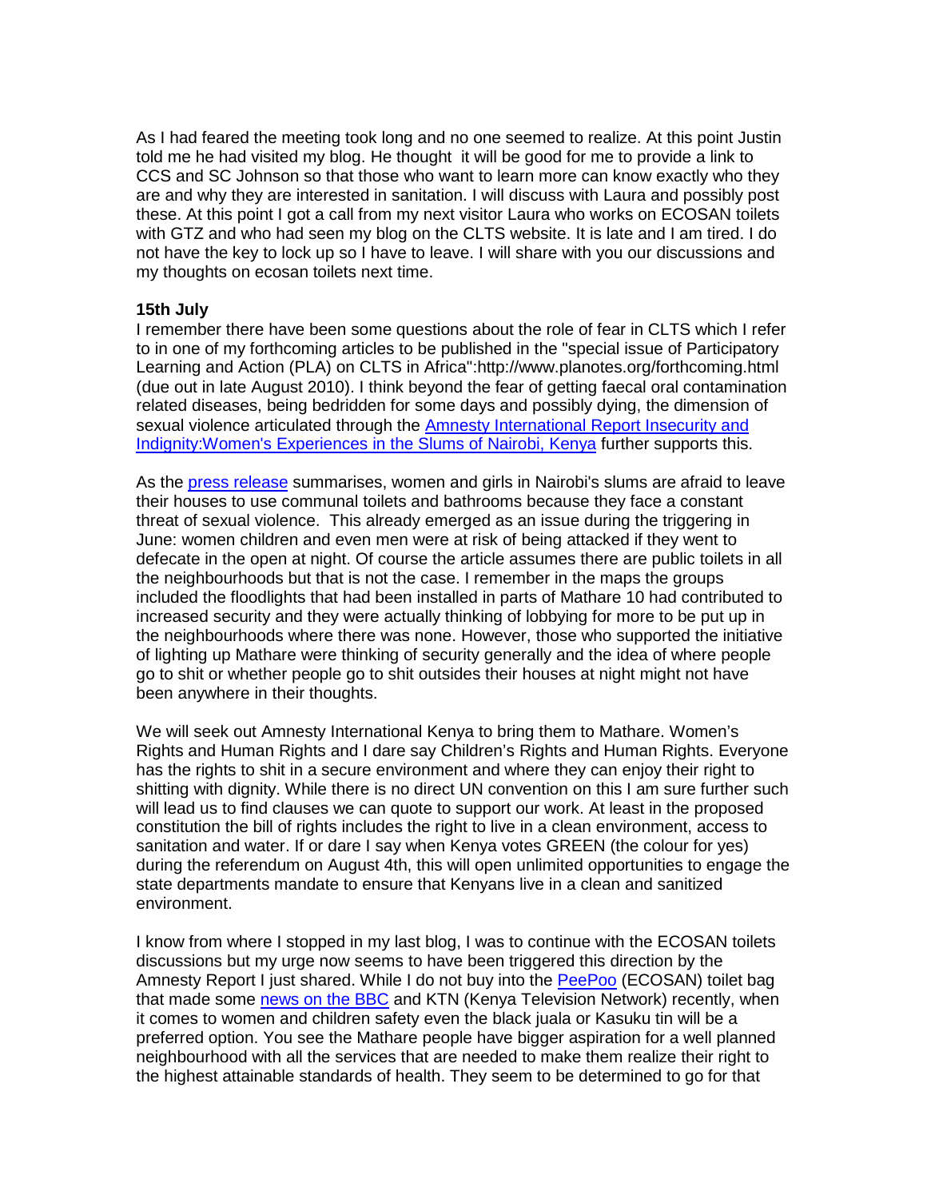As I had feared the meeting took long and no one seemed to realize. At this point Justin told me he had visited my blog. He thought it will be good for me to provide a link to CCS and SC Johnson so that those who want to learn more can know exactly who they are and why they are interested in sanitation. I will discuss with Laura and possibly post these. At this point I got a call from my next visitor Laura who works on ECOSAN toilets with GTZ and who had seen my blog on the CLTS website. It is late and I am tired. I do not have the key to lock up so I have to leave. I will share with you our discussions and my thoughts on ecosan toilets next time.

**15th July**

I remember there have been some questions about the role of fear in CLTS which I refer to in one of my forthcoming articles to be published in the "special issue of Participatory Learning and Action (PLA) on CLTS in Africa":http://www.planotes.org/forthcoming.html (due out in late August 2010). I think beyond the fear of getting faecal oral contamination related diseases, being bedridden for some days and possibly dying, the dimension of sexual violence articulated through the Amnesty International Report Insecurity and Indignity:Women's Experiences in the Slums of Nairobi, Kenya further supports this.

As the press release summarises, women and girls in Nairobi's slums are afraid to leave their houses to use communal toilets and bathrooms because they face a constant threat of sexual violence. This already emerged as an issue during the triggering in June: women children and even men were at risk of being attacked if they went to defecate in the open at night. Of course the article assumes there are public toilets in all the neighbourhoods but that is not the case. I remember in the maps the groups included the floodlights that had been installed in parts of Mathare 10 had contributed to increased security and they were actually thinking of lobbying for more to be put up in the neighbourhoods where there was none. However, those who supported the initiative of lighting up Mathare were thinking of security generally and the idea of where people go to shit or whether people go to shit outsides their houses at night might not have been anywhere in their thoughts.

We will seek out Amnesty International Kenya to bring them to Mathare. Women's Rights and Human Rights and I dare say Children's Rights and Human Rights. Everyone has the rights to shit in a secure environment and where they can enjoy their right to shitting with dignity. While there is no direct UN convention on this I am sure further such will lead us to find clauses we can quote to support our work. At least in the proposed constitution the bill of rights includes the right to live in a clean environment, access to sanitation and water. If or dare I say when Kenya votes GREEN (the colour for yes) during the referendum on August 4th, this will open unlimited opportunities to engage the state departments mandate to ensure that Kenyans live in a clean and sanitized environment.

I know from where I stopped in my last blog, I was to continue with the ECOSAN toilets discussions but my urge now seems to have been triggered this direction by the Amnesty Report I just shared. While I do not buy into the PeePoo (ECOSAN) toilet bag that made some news on the BBC and KTN (Kenya Television Network) recently, when it comes to women and children safety even the black juala or Kasuku tin will be a preferred option. You see the Mathare people have bigger aspiration for a well planned neighbourhood with all the services that are needed to make them realize their right to the highest attainable standards of health. They seem to be determined to go for that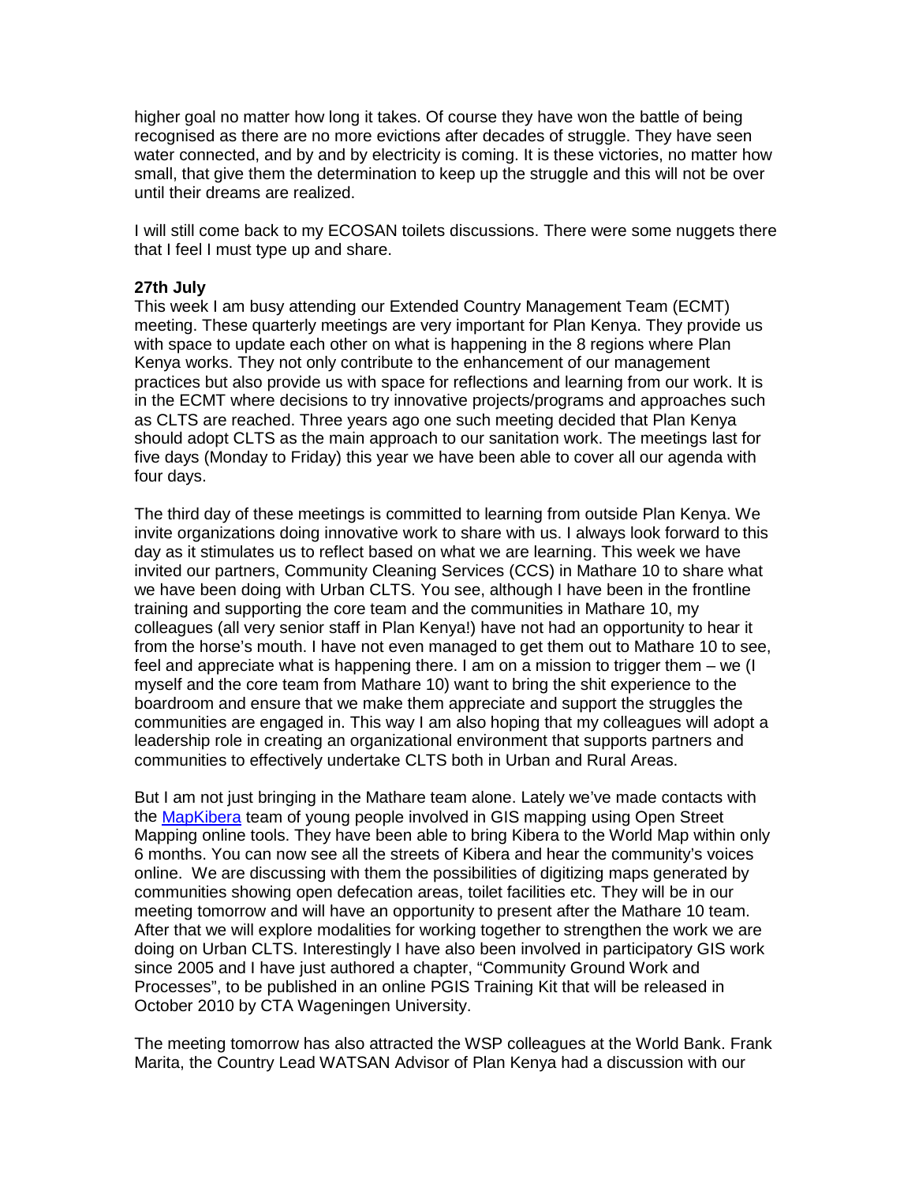higher goal no matter how long it takes. Of course they have won the battle of being recognised as there are no more evictions after decades of struggle. They have seen water connected, and by and by electricity is coming. It is these victories, no matter how small, that give them the determination to keep up the struggle and this will not be over until their dreams are realized.

I will still come back to my ECOSAN toilets discussions. There were some nuggets there that I feel I must type up and share.

**27th July**

This week I am busy attending our Extended Country Management Team (ECMT) meeting. These quarterly meetings are very important for Plan Kenya. They provide us with space to update each other on what is happening in the 8 regions where Plan Kenya works. They not only contribute to the enhancement of our management practices but also provide us with space for reflections and learning from our work. It is in the ECMT where decisions to try innovative projects/programs and approaches such as CLTS are reached. Three years ago one such meeting decided that Plan Kenya should adopt CLTS as the main approach to our sanitation work. The meetings last for five days (Monday to Friday) this year we have been able to cover all our agenda with four days.

The third day of these meetings is committed to learning from outside Plan Kenya. We invite organizations doing innovative work to share with us. I always look forward to this day as it stimulates us to reflect based on what we are learning. This week we have invited our partners, Community Cleaning Services (CCS) in Mathare 10 to share what we have been doing with Urban CLTS. You see, although I have been in the frontline training and supporting the core team and the communities in Mathare 10, my colleagues (all very senior staff in Plan Kenya!) have not had an opportunity to hear it from the horse's mouth. I have not even managed to get them out to Mathare 10 to see, feel and appreciate what is happening there. I am on a mission to trigger them – we (I myself and the core team from Mathare 10) want to bring the shit experience to the boardroom and ensure that we make them appreciate and support the struggles the communities are engaged in. This way I am also hoping that my colleagues will adopt a leadership role in creating an organizational environment that supports partners and communities to effectively undertake CLTS both in Urban and Rural Areas.

But I am not just bringing in the Mathare team alone. Lately we've made contacts with the MapKibera team of young people involved in GIS mapping using Open Street Mapping online tools. They have been able to bring Kibera to the World Map within only 6 months. You can now see all the streets of Kibera and hear the community's voices online. We are discussing with them the possibilities of digitizing maps generated by communities showing open defecation areas, toilet facilities etc. They will be in our meeting tomorrow and will have an opportunity to present after the Mathare 10 team. After that we will explore modalities for working together to strengthen the work we are doing on Urban CLTS. Interestingly I have also been involved in participatory GIS work since 2005 and I have just authored a chapter, "Community Ground Work and Processes", to be published in an online PGIS Training Kit that will be released in October 2010 by CTA Wageningen University.

The meeting tomorrow has also attracted the WSP colleagues at the World Bank. Frank Marita, the Country Lead WATSAN Advisor of Plan Kenya had a discussion with our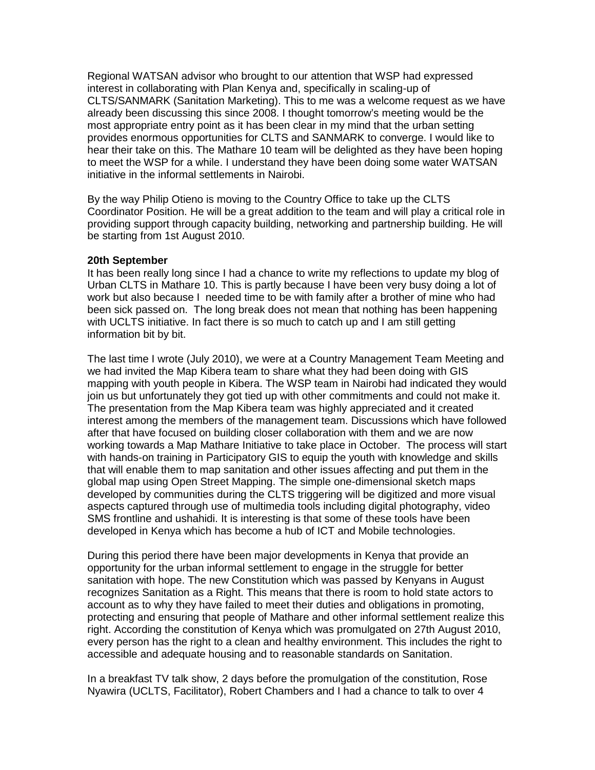Regional WATSAN advisor who brought to our attention that WSP had expressed interest in collaborating with Plan Kenya and, specifically in scaling-up of CLTS/SANMARK (Sanitation Marketing). This to me was a welcome request as we have already been discussing this since 2008. I thought tomorrow's meeting would be the most appropriate entry point as it has been clear in my mind that the urban setting provides enormous opportunities for CLTS and SANMARK to converge. I would like to hear their take on this. The Mathare 10 team will be delighted as they have been hoping to meet the WSP for a while. I understand they have been doing some water WATSAN initiative in the informal settlements in Nairobi.

By the way Philip Otieno is moving to the Country Office to take up the CLTS Coordinator Position. He will be a great addition to the team and will play a critical role in providing support through capacity building, networking and partnership building. He will be starting from 1st August 2010.

**20th September**

It has been really long since I had a chance to write my reflections to update my blog of Urban CLTS in Mathare 10. This is partly because I have been very busy doing a lot of work but also because I needed time to be with family after a brother of mine who had been sick passed on. The long break does not mean that nothing has been happening with UCLTS initiative. In fact there is so much to catch up and I am still getting information bit by bit.

The last time I wrote (July 2010), we were at a Country Management Team Meeting and we had invited the Map Kibera team to share what they had been doing with GIS mapping with youth people in Kibera. The WSP team in Nairobi had indicated they would join us but unfortunately they got tied up with other commitments and could not make it. The presentation from the Map Kibera team was highly appreciated and it created interest among the members of the management team. Discussions which have followed after that have focused on building closer collaboration with them and we are now working towards a Map Mathare Initiative to take place in October. The process will start with hands-on training in Participatory GIS to equip the youth with knowledge and skills that will enable them to map sanitation and other issues affecting and put them in the global map using Open Street Mapping. The simple one-dimensional sketch maps developed by communities during the CLTS triggering will be digitized and more visual aspects captured through use of multimedia tools including digital photography, video SMS frontline and ushahidi. It is interesting is that some of these tools have been developed in Kenya which has become a hub of ICT and Mobile technologies.

During this period there have been major developments in Kenya that provide an opportunity for the urban informal settlement to engage in the struggle for better sanitation with hope. The new Constitution which was passed by Kenyans in August recognizes Sanitation as a Right. This means that there is room to hold state actors to account as to why they have failed to meet their duties and obligations in promoting, protecting and ensuring that people of Mathare and other informal settlement realize this right. According the constitution of Kenya which was promulgated on 27th August 2010, every person has the right to a clean and healthy environment. This includes the right to accessible and adequate housing and to reasonable standards on Sanitation.

In a breakfast TV talk show, 2 days before the promulgation of the constitution, Rose Nyawira (UCLTS, Facilitator), Robert Chambers and I had a chance to talk to over 4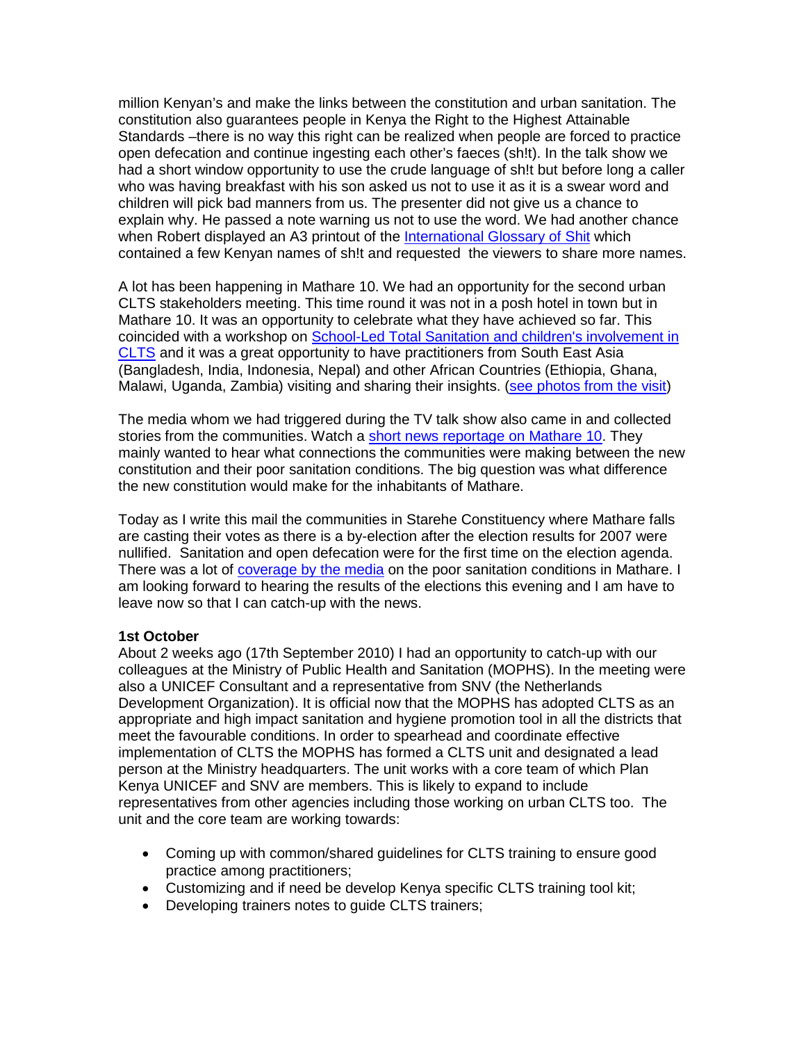million Kenyan's and make the links between the constitution and urban sanitation. The constitution also guarantees people in Kenya the Right to the Highest Attainable Standards –there is no way this right can be realized when people are forced to practice open defecation and continue ingesting each other's faeces (sh!t). In the talk show we had a short window opportunity to use the crude language of sh!t but before long a caller who was having breakfast with his son asked us not to use it as it is a swear word and children will pick bad manners from us. The presenter did not give us a chance to explain why. He passed a note warning us not to use the word. We had another chance when Robert displayed an A3 printout of the International Glossary of Shit which contained a few Kenyan names of sh!t and requested the viewers to share more names.

A lot has been happening in Mathare 10. We had an opportunity for the second urban CLTS stakeholders meeting. This time round it was not in a posh hotel in town but in Mathare 10. It was an opportunity to celebrate what they have achieved so far. This coincided with a workshop on School-Led Total Sanitation and children's involvement in CLTS and it was a great opportunity to have practitioners from South East Asia (Bangladesh, India, Indonesia, Nepal) and other African Countries (Ethiopia, Ghana, Malawi, Uganda, Zambia) visiting and sharing their insights. (see photos from the visit)

The media whom we had triggered during the TV talk show also came in and collected stories from the communities. Watch a short news reportage on Mathare 10. They mainly wanted to hear what connections the communities were making between the new constitution and their poor sanitation conditions. The big question was what difference the new constitution would make for the inhabitants of Mathare.

Today as I write this mail the communities in Starehe Constituency where Mathare falls are casting their votes as there is a by-election after the election results for 2007 were nullified. Sanitation and open defecation were for the first time on the election agenda. There was a lot of coverage by the media on the poor sanitation conditions in Mathare. I am looking forward to hearing the results of the elections this evening and I am have to leave now so that I can catch-up with the news.

**1st October**

About 2 weeks ago (17th September 2010) I had an opportunity to catch-up with our colleagues at the Ministry of Public Health and Sanitation (MOPHS). In the meeting were also a UNICEF Consultant and a representative from SNV (the Netherlands Development Organization). It is official now that the MOPHS has adopted CLTS as an appropriate and high impact sanitation and hygiene promotion tool in all the districts that meet the favourable conditions. In order to spearhead and coordinate effective implementation of CLTS the MOPHS has formed a CLTS unit and designated a lead person at the Ministry headquarters. The unit works with a core team of which Plan Kenya UNICEF and SNV are members. This is likely to expand to include representatives from other agencies including those working on urban CLTS too. The unit and the core team are working towards:

- Coming up with common/shared guidelines for CLTS training to ensure good practice among practitioners;
- Customizing and if need be develop Kenya specific CLTS training tool kit;
- Developing trainers notes to guide CLTS trainers;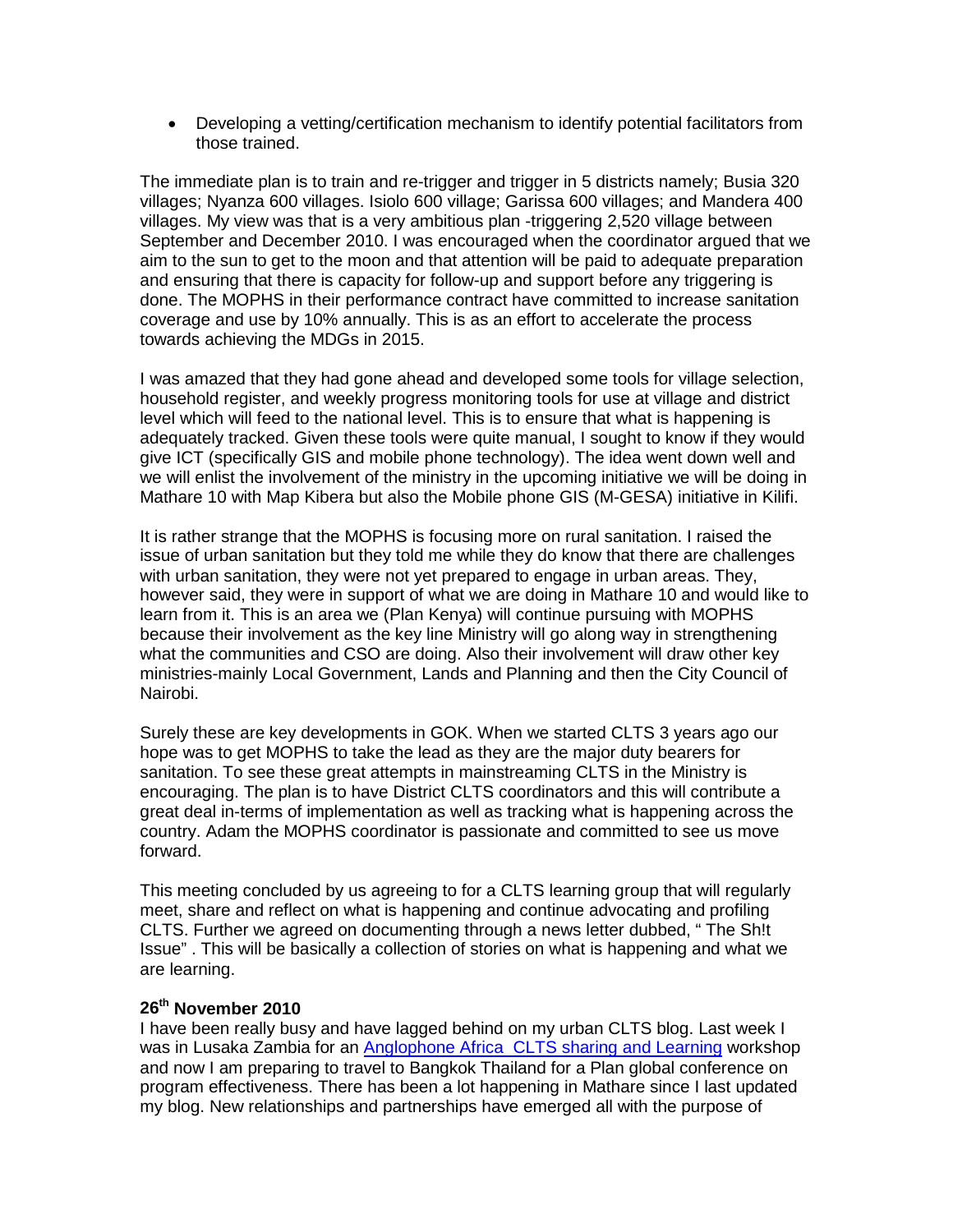- Developing a vetting/certification mechanism to identify potential facilitators from those trained.

The immediate plan is to train and re-trigger and trigger in 5 districts namely; Busia 320 villages; Nyanza 600 villages. Isiolo 600 village; Garissa 600 villages; and Mandera 400 villages. My view was that is a very ambitious plan -triggering 2,520 village between September and December 2010. I was encouraged when the coordinator argued that we aim to the sun to get to the moon and that attention will be paid to adequate preparation and ensuring that there is capacity for follow-up and support before any triggering is done. The MOPHS in their performance contract have committed to increase sanitation coverage and use by 10% annually. This is as an effort to accelerate the process towards achieving the MDGs in 2015.

I was amazed that they had gone ahead and developed some tools for village selection, household register, and weekly progress monitoring tools for use at village and district level which will feed to the national level. This is to ensure that what is happening is adequately tracked. Given these tools were quite manual, I sought to know if they would give ICT (specifically GIS and mobile phone technology). The idea went down well and we will enlist the involvement of the ministry in the upcoming initiative we will be doing in Mathare 10 with Map Kibera but also the Mobile phone GIS (M-GESA) initiative in Kilifi.

It is rather strange that the MOPHS is focusing more on rural sanitation. I raised the issue of urban sanitation but they told me while they do know that there are challenges with urban sanitation, they were not yet prepared to engage in urban areas. They, however said, they were in support of what we are doing in Mathare 10 and would like to learn from it. This is an area we (Plan Kenya) will continue pursuing with MOPHS because their involvement as the key line Ministry will go along way in strengthening what the communities and CSO are doing. Also their involvement will draw other key ministries-mainly Local Government, Lands and Planning and then the City Council of Nairobi.

Surely these are key developments in GOK. When we started CLTS 3 years ago our hope was to get MOPHS to take the lead as they are the major duty bearers for sanitation. To see these great attempts in mainstreaming CLTS in the Ministry is encouraging. The plan is to have District CLTS coordinators and this will contribute a great deal in-terms of implementation as well as tracking what is happening across the country. Adam the MOPHS coordinator is passionate and committed to see us move forward.

This meeting concluded by us agreeing to for a CLTS learning group that will regularly meet, share and reflect on what is happening and continue advocating and profiling CLTS. Further we agreed on documenting through a news letter dubbed, " The Sh!t Issue" . This will be basically a collection of stories on what is happening and what we are learning.

**26th November 2010**

I have been really busy and have lagged behind on my urban CLTS blog. Last week I was in Lusaka Zambia for an Anglophone Africa CLTS sharing and Learning workshop and now I am preparing to travel to Bangkok Thailand for a Plan global conference on program effectiveness. There has been a lot happening in Mathare since I last updated my blog. New relationships and partnerships have emerged all with the purpose of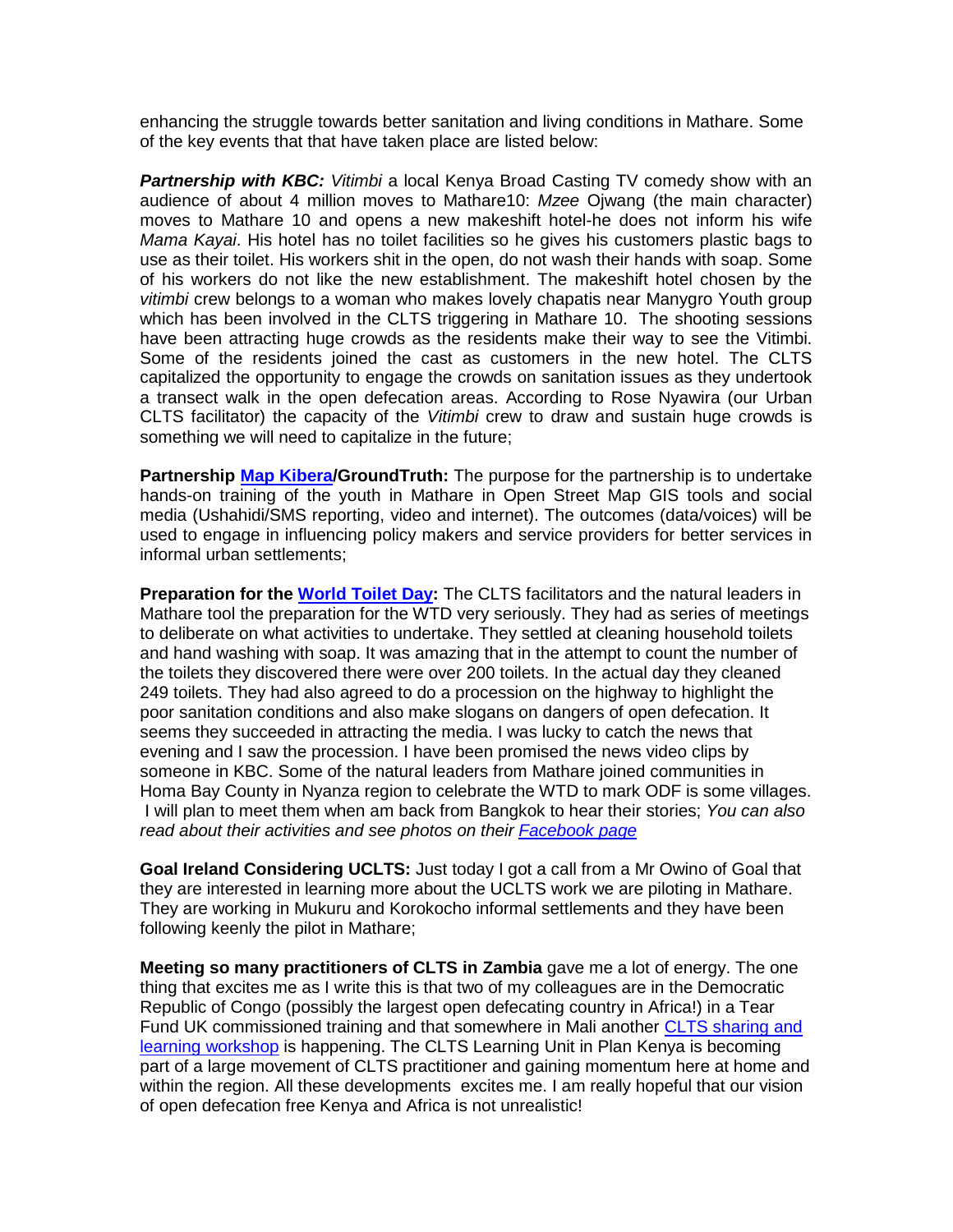enhancing the struggle towards better sanitation and living conditions in Mathare. Some of the key events that that have taken place are listed below:

***Partnership with KBC:*** *Vitimbi* a local Kenya Broad Casting TV comedy show with an audience of about 4 million moves to Mathare10: *Mzee* Ojwang (the main character) moves to Mathare 10 and opens a new makeshift hotel-he does not inform his wife *Mama Kayai*. His hotel has no toilet facilities so he gives his customers plastic bags to use as their toilet. His workers shit in the open, do not wash their hands with soap. Some of his workers do not like the new establishment. The makeshift hotel chosen by the *vitimbi* crew belongs to a woman who makes lovely chapatis near Manygro Youth group which has been involved in the CLTS triggering in Mathare 10. The shooting sessions have been attracting huge crowds as the residents make their way to see the Vitimbi. Some of the residents joined the cast as customers in the new hotel. The CLTS capitalized the opportunity to engage the crowds on sanitation issues as they undertook a transect walk in the open defecation areas. According to Rose Nyawira (our Urban CLTS facilitator) the capacity of the *Vitimbi* crew to draw and sustain huge crowds is something we will need to capitalize in the future;

**Partnership Map Kibera/GroundTruth:** The purpose for the partnership is to undertake hands-on training of the youth in Mathare in Open Street Map GIS tools and social media (Ushahidi/SMS reporting, video and internet). The outcomes (data/voices) will be used to engage in influencing policy makers and service providers for better services in informal urban settlements;

**Preparation for the World Toilet Day:** The CLTS facilitators and the natural leaders in Mathare tool the preparation for the WTD very seriously. They had as series of meetings to deliberate on what activities to undertake. They settled at cleaning household toilets and hand washing with soap. It was amazing that in the attempt to count the number of the toilets they discovered there were over 200 toilets. In the actual day they cleaned 249 toilets. They had also agreed to do a procession on the highway to highlight the poor sanitation conditions and also make slogans on dangers of open defecation. It seems they succeeded in attracting the media. I was lucky to catch the news that evening and I saw the procession. I have been promised the news video clips by someone in KBC. Some of the natural leaders from Mathare joined communities in Homa Bay County in Nyanza region to celebrate the WTD to mark ODF is some villages. I will plan to meet them when am back from Bangkok to hear their stories; *You can also read about their activities and see photos on their Facebook page*

**Goal Ireland Considering UCLTS:** Just today I got a call from a Mr Owino of Goal that they are interested in learning more about the UCLTS work we are piloting in Mathare. They are working in Mukuru and Korokocho informal settlements and they have been following keenly the pilot in Mathare;

**Meeting so many practitioners of CLTS in Zambia** gave me a lot of energy. The one thing that excites me as I write this is that two of my colleagues are in the Democratic Republic of Congo (possibly the largest open defecating country in Africa!) in a Tear Fund UK commissioned training and that somewhere in Mali another CLTS sharing and learning workshop is happening. The CLTS Learning Unit in Plan Kenya is becoming part of a large movement of CLTS practitioner and gaining momentum here at home and within the region. All these developments excites me. I am really hopeful that our vision of open defecation free Kenya and Africa is not unrealistic!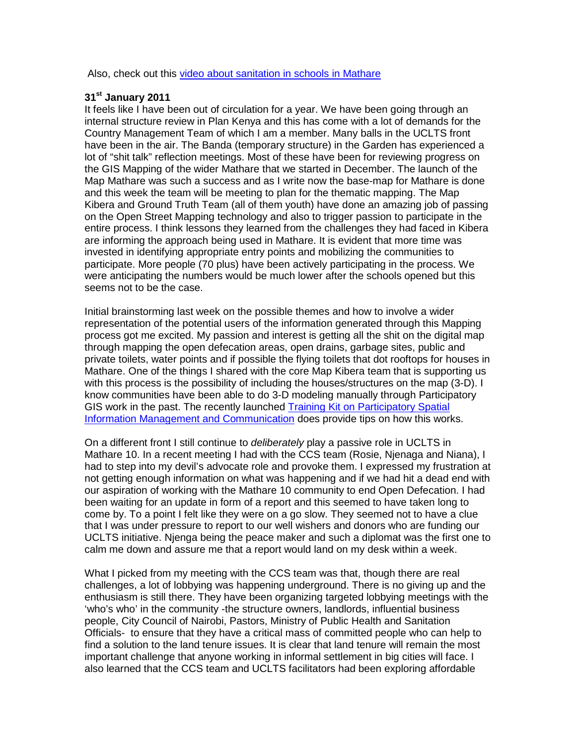Also, check out this [video about sanitation in schools in Mathare]

**31st January 2011**

It feels like I have been out of circulation for a year. We have been going through an internal structure review in Plan Kenya and this has come with a lot of demands for the Country Management Team of which I am a member. Many balls in the UCLTS front have been in the air. The Banda (temporary structure) in the Garden has experienced a lot of "shit talk" reflection meetings. Most of these have been for reviewing progress on the GIS Mapping of the wider Mathare that we started in December. The launch of the Map Mathare was such a success and as I write now the base-map for Mathare is done and this week the team will be meeting to plan for the thematic mapping. The Map Kibera and Ground Truth Team (all of them youth) have done an amazing job of passing on the Open Street Mapping technology and also to trigger passion to participate in the entire process. I think lessons they learned from the challenges they had faced in Kibera are informing the approach being used in Mathare. It is evident that more time was invested in identifying appropriate entry points and mobilizing the communities to participate. More people (70 plus) have been actively participating in the process. We were anticipating the numbers would be much lower after the schools opened but this seems not to be the case.

Initial brainstorming last week on the possible themes and how to involve a wider representation of the potential users of the information generated through this Mapping process got me excited. My passion and interest is getting all the shit on the digital map through mapping the open defecation areas, open drains, garbage sites, public and private toilets, water points and if possible the flying toilets that dot rooftops for houses in Mathare. One of the things I shared with the core Map Kibera team that is supporting us with this process is the possibility of including the houses/structures on the map (3-D). I know communities have been able to do 3-D modeling manually through Participatory GIS work in the past. The recently launched [Training Kit on Participatory Spatial Information Management and Communication] does provide tips on how this works.

On a different front I still continue to *deliberately* play a passive role in UCLTS in Mathare 10. In a recent meeting I had with the CCS team (Rosie, Njenaga and Niana), I had to step into my devil's advocate role and provoke them. I expressed my frustration at not getting enough information on what was happening and if we had hit a dead end with our aspiration of working with the Mathare 10 community to end Open Defecation. I had been waiting for an update in form of a report and this seemed to have taken long to come by. To a point I felt like they were on a go slow. They seemed not to have a clue that I was under pressure to report to our well wishers and donors who are funding our UCLTS initiative. Njenga being the peace maker and such a diplomat was the first one to calm me down and assure me that a report would land on my desk within a week.

What I picked from my meeting with the CCS team was that, though there are real challenges, a lot of lobbying was happening underground. There is no giving up and the enthusiasm is still there. They have been organizing targeted lobbying meetings with the 'who's who' in the community -the structure owners, landlords, influential business people, City Council of Nairobi, Pastors, Ministry of Public Health and Sanitation Officials- to ensure that they have a critical mass of committed people who can help to find a solution to the land tenure issues. It is clear that land tenure will remain the most important challenge that anyone working in informal settlement in big cities will face. I also learned that the CCS team and UCLTS facilitators had been exploring affordable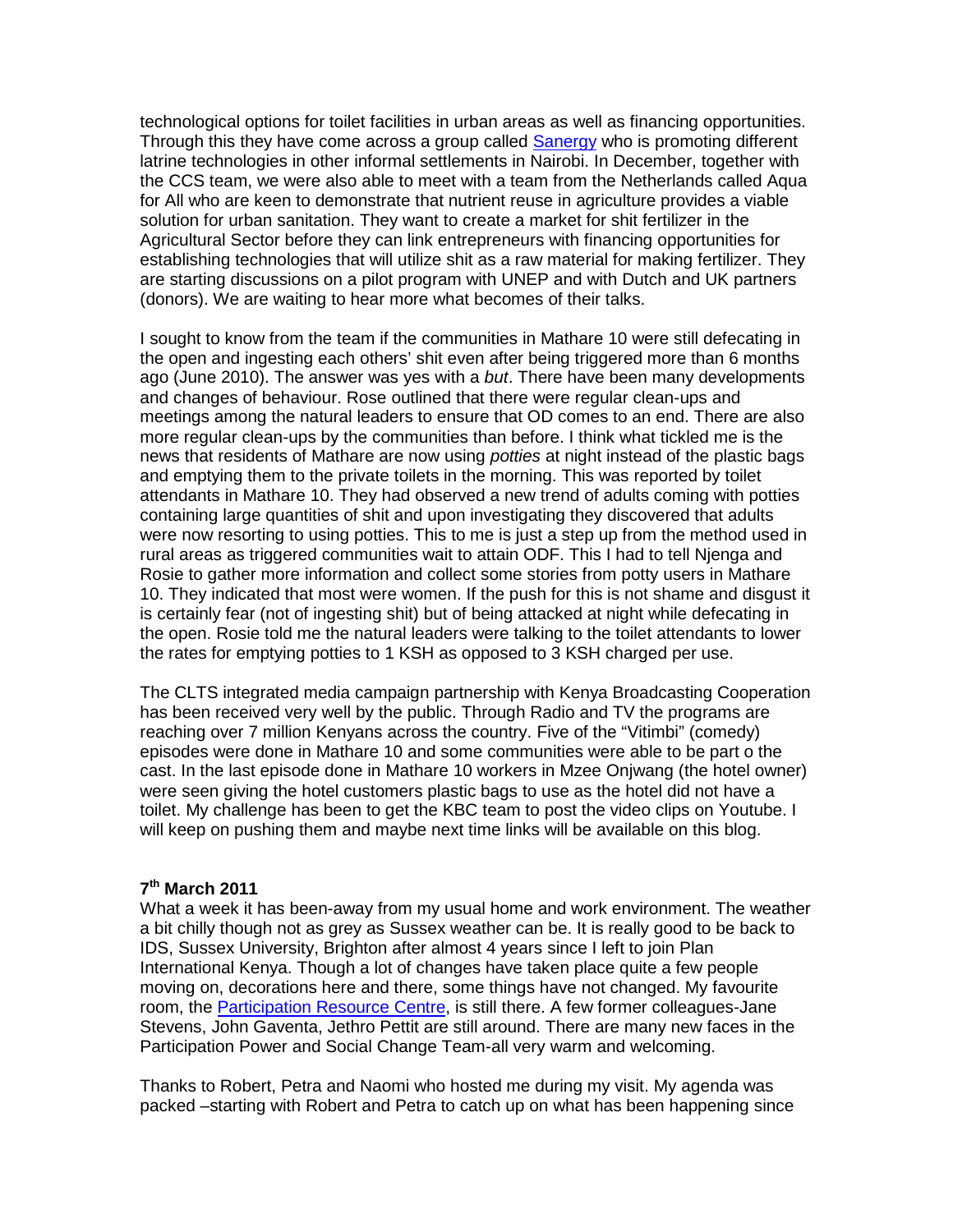technological options for toilet facilities in urban areas as well as financing opportunities. Through this they have come across a group called [Sanergy](#) who is promoting different latrine technologies in other informal settlements in Nairobi. In December, together with the CCS team, we were also able to meet with a team from the Netherlands called Aqua for All who are keen to demonstrate that nutrient reuse in agriculture provides a viable solution for urban sanitation. They want to create a market for shit fertilizer in the Agricultural Sector before they can link entrepreneurs with financing opportunities for establishing technologies that will utilize shit as a raw material for making fertilizer. They are starting discussions on a pilot program with UNEP and with Dutch and UK partners (donors). We are waiting to hear more what becomes of their talks.

I sought to know from the team if the communities in Mathare 10 were still defecating in the open and ingesting each others' shit even after being triggered more than 6 months ago (June 2010). The answer was yes with a *but*. There have been many developments and changes of behaviour. Rose outlined that there were regular clean-ups and meetings among the natural leaders to ensure that OD comes to an end. There are also more regular clean-ups by the communities than before. I think what tickled me is the news that residents of Mathare are now using *potties* at night instead of the plastic bags and emptying them to the private toilets in the morning. This was reported by toilet attendants in Mathare 10. They had observed a new trend of adults coming with potties containing large quantities of shit and upon investigating they discovered that adults were now resorting to using potties. This to me is just a step up from the method used in rural areas as triggered communities wait to attain ODF. This I had to tell Njenga and Rosie to gather more information and collect some stories from potty users in Mathare 10. They indicated that most were women. If the push for this is not shame and disgust it is certainly fear (not of ingesting shit) but of being attacked at night while defecating in the open. Rosie told me the natural leaders were talking to the toilet attendants to lower the rates for emptying potties to 1 KSH as opposed to 3 KSH charged per use.

The CLTS integrated media campaign partnership with Kenya Broadcasting Cooperation has been received very well by the public. Through Radio and TV the programs are reaching over 7 million Kenyans across the country. Five of the "Vitimbi" (comedy) episodes were done in Mathare 10 and some communities were able to be part o the cast. In the last episode done in Mathare 10 workers in Mzee Onjwang (the hotel owner) were seen giving the hotel customers plastic bags to use as the hotel did not have a toilet. My challenge has been to get the KBC team to post the video clips on Youtube. I will keep on pushing them and maybe next time links will be available on this blog.

**7th March 2011**

What a week it has been-away from my usual home and work environment. The weather a bit chilly though not as grey as Sussex weather can be. It is really good to be back to IDS, Sussex University, Brighton after almost 4 years since I left to join Plan International Kenya. Though a lot of changes have taken place quite a few people moving on, decorations here and there, some things have not changed. My favourite room, the [Participation Resource Centre](#), is still there. A few former colleagues-Jane Stevens, John Gaventa, Jethro Pettit are still around. There are many new faces in the Participation Power and Social Change Team-all very warm and welcoming.

Thanks to Robert, Petra and Naomi who hosted me during my visit. My agenda was packed –starting with Robert and Petra to catch up on what has been happening since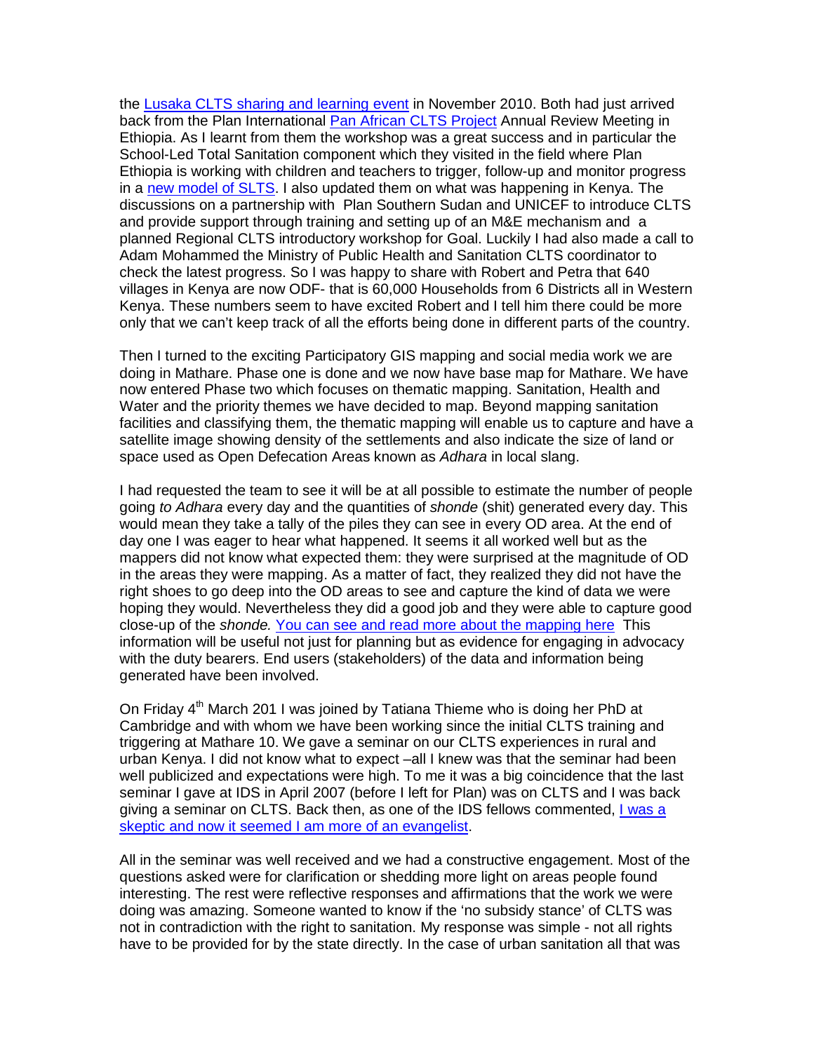the Lusaka CLTS sharing and learning event in November 2010. Both had just arrived back from the Plan International Pan African CLTS Project Annual Review Meeting in Ethiopia. As I learnt from them the workshop was a great success and in particular the School-Led Total Sanitation component which they visited in the field where Plan Ethiopia is working with children and teachers to trigger, follow-up and monitor progress in a new model of SLTS. I also updated them on what was happening in Kenya. The discussions on a partnership with Plan Southern Sudan and UNICEF to introduce CLTS and provide support through training and setting up of an M&E mechanism and a planned Regional CLTS introductory workshop for Goal. Luckily I had also made a call to Adam Mohammed the Ministry of Public Health and Sanitation CLTS coordinator to check the latest progress. So I was happy to share with Robert and Petra that 640 villages in Kenya are now ODF- that is 60,000 Households from 6 Districts all in Western Kenya. These numbers seem to have excited Robert and I tell him there could be more only that we can't keep track of all the efforts being done in different parts of the country.

Then I turned to the exciting Participatory GIS mapping and social media work we are doing in Mathare. Phase one is done and we now have base map for Mathare. We have now entered Phase two which focuses on thematic mapping. Sanitation, Health and Water and the priority themes we have decided to map. Beyond mapping sanitation facilities and classifying them, the thematic mapping will enable us to capture and have a satellite image showing density of the settlements and also indicate the size of land or space used as Open Defecation Areas known as *Adhara* in local slang.

I had requested the team to see it will be at all possible to estimate the number of people going *to Adhara* every day and the quantities of *shonde* (shit) generated every day. This would mean they take a tally of the piles they can see in every OD area. At the end of day one I was eager to hear what happened. It seems it all worked well but as the mappers did not know what expected them: they were surprised at the magnitude of OD in the areas they were mapping. As a matter of fact, they realized they did not have the right shoes to go deep into the OD areas to see and capture the kind of data we were hoping they would. Nevertheless they did a good job and they were able to capture good close-up of the *shonde.* You can see and read more about the mapping here This information will be useful not just for planning but as evidence for engaging in advocacy with the duty bearers. End users (stakeholders) of the data and information being generated have been involved.

On Friday 4th March 201 I was joined by Tatiana Thieme who is doing her PhD at Cambridge and with whom we have been working since the initial CLTS training and triggering at Mathare 10. We gave a seminar on our CLTS experiences in rural and urban Kenya. I did not know what to expect –all I knew was that the seminar had been well publicized and expectations were high. To me it was a big coincidence that the last seminar I gave at IDS in April 2007 (before I left for Plan) was on CLTS and I was back giving a seminar on CLTS. Back then, as one of the IDS fellows commented, I was a skeptic and now it seemed I am more of an evangelist.

All in the seminar was well received and we had a constructive engagement. Most of the questions asked were for clarification or shedding more light on areas people found interesting. The rest were reflective responses and affirmations that the work we were doing was amazing. Someone wanted to know if the 'no subsidy stance' of CLTS was not in contradiction with the right to sanitation. My response was simple - not all rights have to be provided for by the state directly. In the case of urban sanitation all that was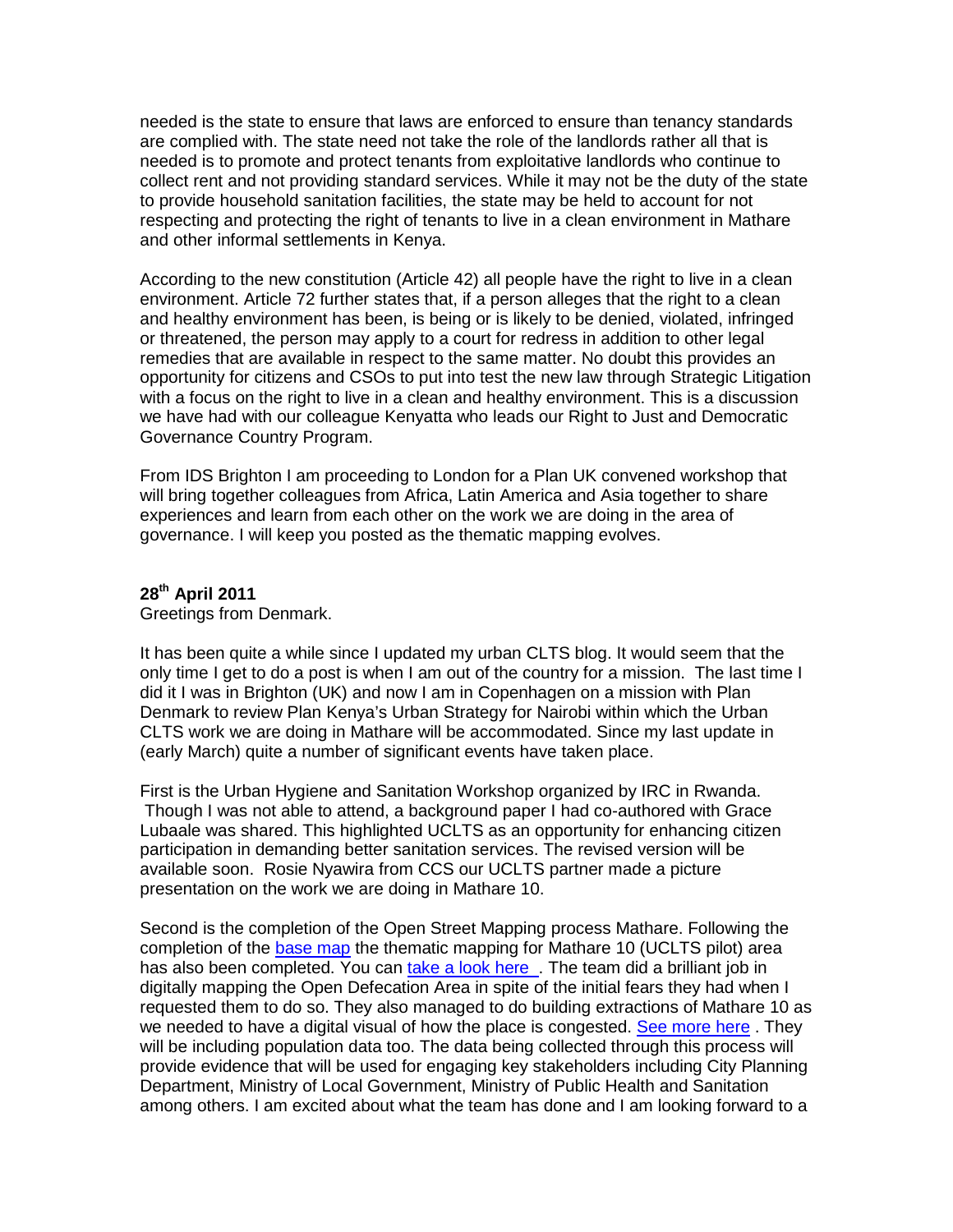needed is the state to ensure that laws are enforced to ensure than tenancy standards are complied with. The state need not take the role of the landlords rather all that is needed is to promote and protect tenants from exploitative landlords who continue to collect rent and not providing standard services. While it may not be the duty of the state to provide household sanitation facilities, the state may be held to account for not respecting and protecting the right of tenants to live in a clean environment in Mathare and other informal settlements in Kenya.

According to the new constitution (Article 42) all people have the right to live in a clean environment. Article 72 further states that, if a person alleges that the right to a clean and healthy environment has been, is being or is likely to be denied, violated, infringed or threatened, the person may apply to a court for redress in addition to other legal remedies that are available in respect to the same matter. No doubt this provides an opportunity for citizens and CSOs to put into test the new law through Strategic Litigation with a focus on the right to live in a clean and healthy environment. This is a discussion we have had with our colleague Kenyatta who leads our Right to Just and Democratic Governance Country Program.

From IDS Brighton I am proceeding to London for a Plan UK convened workshop that will bring together colleagues from Africa, Latin America and Asia together to share experiences and learn from each other on the work we are doing in the area of governance. I will keep you posted as the thematic mapping evolves.

**28th April 2011**

Greetings from Denmark.

It has been quite a while since I updated my urban CLTS blog. It would seem that the only time I get to do a post is when I am out of the country for a mission. The last time I did it I was in Brighton (UK) and now I am in Copenhagen on a mission with Plan Denmark to review Plan Kenya's Urban Strategy for Nairobi within which the Urban CLTS work we are doing in Mathare will be accommodated. Since my last update in (early March) quite a number of significant events have taken place.

First is the Urban Hygiene and Sanitation Workshop organized by IRC in Rwanda. Though I was not able to attend, a background paper I had co-authored with Grace Lubaale was shared. This highlighted UCLTS as an opportunity for enhancing citizen participation in demanding better sanitation services. The revised version will be available soon. Rosie Nyawira from CCS our UCLTS partner made a picture presentation on the work we are doing in Mathare 10.

Second is the completion of the Open Street Mapping process Mathare. Following the completion of the base map the thematic mapping for Mathare 10 (UCLTS pilot) area has also been completed. You can take a look here . The team did a brilliant job in digitally mapping the Open Defecation Area in spite of the initial fears they had when I requested them to do so. They also managed to do building extractions of Mathare 10 as we needed to have a digital visual of how the place is congested. See more here . They will be including population data too. The data being collected through this process will provide evidence that will be used for engaging key stakeholders including City Planning Department, Ministry of Local Government, Ministry of Public Health and Sanitation among others. I am excited about what the team has done and I am looking forward to a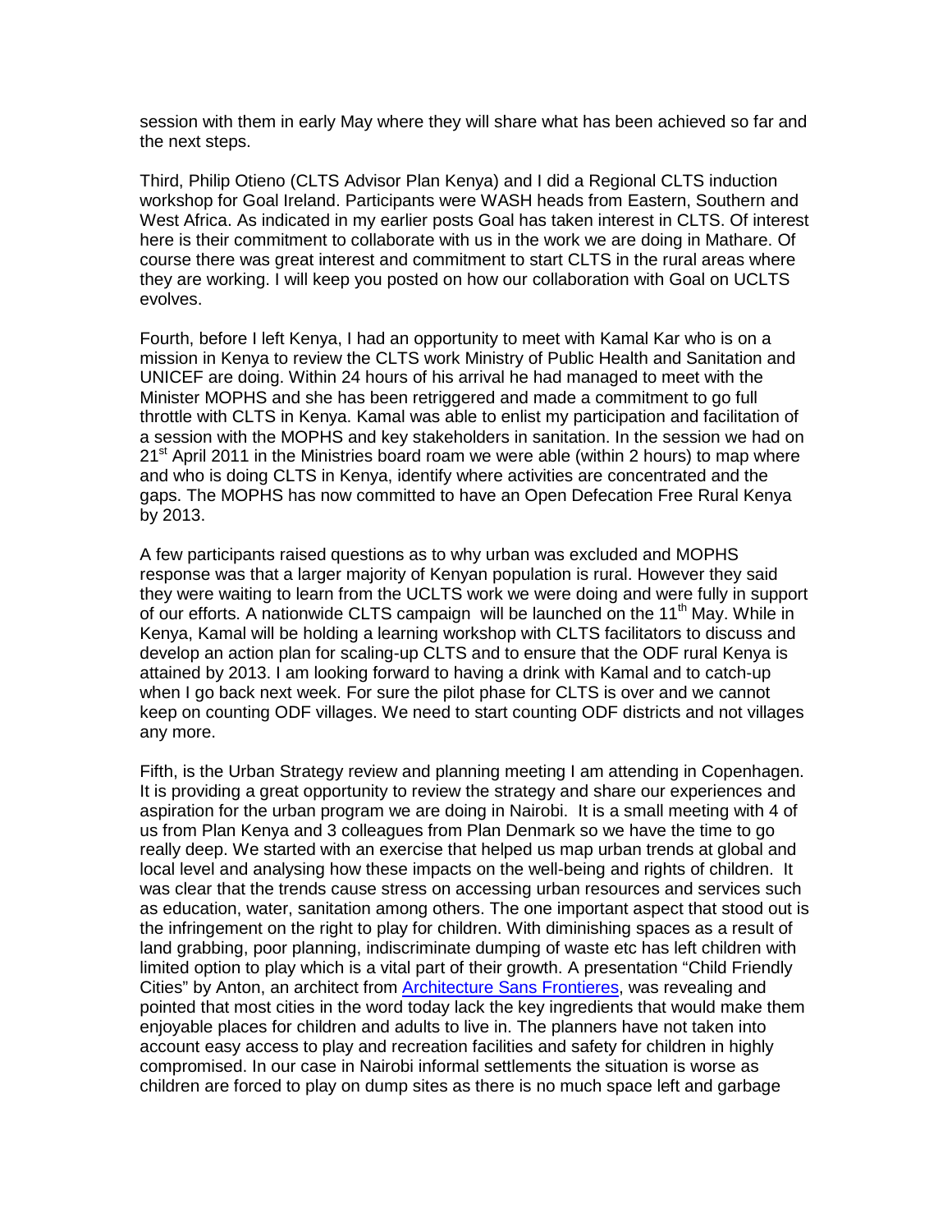session with them in early May where they will share what has been achieved so far and the next steps.

Third, Philip Otieno (CLTS Advisor Plan Kenya) and I did a Regional CLTS induction workshop for Goal Ireland. Participants were WASH heads from Eastern, Southern and West Africa. As indicated in my earlier posts Goal has taken interest in CLTS. Of interest here is their commitment to collaborate with us in the work we are doing in Mathare. Of course there was great interest and commitment to start CLTS in the rural areas where they are working. I will keep you posted on how our collaboration with Goal on UCLTS evolves.

Fourth, before I left Kenya, I had an opportunity to meet with Kamal Kar who is on a mission in Kenya to review the CLTS work Ministry of Public Health and Sanitation and UNICEF are doing. Within 24 hours of his arrival he had managed to meet with the Minister MOPHS and she has been retriggered and made a commitment to go full throttle with CLTS in Kenya. Kamal was able to enlist my participation and facilitation of a session with the MOPHS and key stakeholders in sanitation. In the session we had on 21st April 2011 in the Ministries board roam we were able (within 2 hours) to map where and who is doing CLTS in Kenya, identify where activities are concentrated and the gaps. The MOPHS has now committed to have an Open Defecation Free Rural Kenya by 2013.

A few participants raised questions as to why urban was excluded and MOPHS response was that a larger majority of Kenyan population is rural. However they said they were waiting to learn from the UCLTS work we were doing and were fully in support of our efforts. A nationwide CLTS campaign will be launched on the 11th May. While in Kenya, Kamal will be holding a learning workshop with CLTS facilitators to discuss and develop an action plan for scaling-up CLTS and to ensure that the ODF rural Kenya is attained by 2013. I am looking forward to having a drink with Kamal and to catch-up when I go back next week. For sure the pilot phase for CLTS is over and we cannot keep on counting ODF villages. We need to start counting ODF districts and not villages any more.

Fifth, is the Urban Strategy review and planning meeting I am attending in Copenhagen. It is providing a great opportunity to review the strategy and share our experiences and aspiration for the urban program we are doing in Nairobi. It is a small meeting with 4 of us from Plan Kenya and 3 colleagues from Plan Denmark so we have the time to go really deep. We started with an exercise that helped us map urban trends at global and local level and analysing how these impacts on the well-being and rights of children. It was clear that the trends cause stress on accessing urban resources and services such as education, water, sanitation among others. The one important aspect that stood out is the infringement on the right to play for children. With diminishing spaces as a result of land grabbing, poor planning, indiscriminate dumping of waste etc has left children with limited option to play which is a vital part of their growth. A presentation "Child Friendly Cities" by Anton, an architect from [Architecture Sans Frontieres](), was revealing and pointed that most cities in the word today lack the key ingredients that would make them enjoyable places for children and adults to live in. The planners have not taken into account easy access to play and recreation facilities and safety for children in highly compromised. In our case in Nairobi informal settlements the situation is worse as children are forced to play on dump sites as there is no much space left and garbage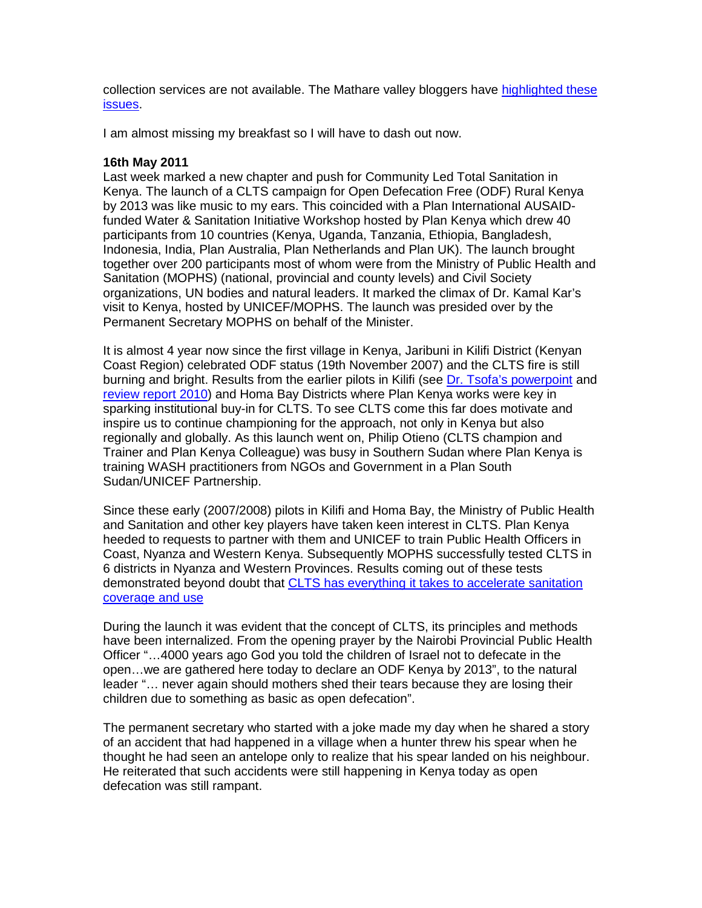collection services are not available. The Mathare valley bloggers have [highlighted these issues](#).

I am almost missing my breakfast so I will have to dash out now.

**16th May 2011**

Last week marked a new chapter and push for Community Led Total Sanitation in Kenya. The launch of a CLTS campaign for Open Defecation Free (ODF) Rural Kenya by 2013 was like music to my ears. This coincided with a Plan International AUSAID-funded Water & Sanitation Initiative Workshop hosted by Plan Kenya which drew 40 participants from 10 countries (Kenya, Uganda, Tanzania, Ethiopia, Bangladesh, Indonesia, India, Plan Australia, Plan Netherlands and Plan UK). The launch brought together over 200 participants most of whom were from the Ministry of Public Health and Sanitation (MOPHS) (national, provincial and county levels) and Civil Society organizations, UN bodies and natural leaders. It marked the climax of Dr. Kamal Kar's visit to Kenya, hosted by UNICEF/MOPHS. The launch was presided over by the Permanent Secretary MOPHS on behalf of the Minister.

It is almost 4 year now since the first village in Kenya, Jaribuni in Kilifi District (Kenyan Coast Region) celebrated ODF status (19th November 2007) and the CLTS fire is still burning and bright. Results from the earlier pilots in Kilifi (see [Dr. Tsofa's powerpoint](#) and [review report 2010](#)) and Homa Bay Districts where Plan Kenya works were key in sparking institutional buy-in for CLTS. To see CLTS come this far does motivate and inspire us to continue championing for the approach, not only in Kenya but also regionally and globally. As this launch went on, Philip Otieno (CLTS champion and Trainer and Plan Kenya Colleague) was busy in Southern Sudan where Plan Kenya is training WASH practitioners from NGOs and Government in a Plan South Sudan/UNICEF Partnership.

Since these early (2007/2008) pilots in Kilifi and Homa Bay, the Ministry of Public Health and Sanitation and other key players have taken keen interest in CLTS. Plan Kenya heeded to requests to partner with them and UNICEF to train Public Health Officers in Coast, Nyanza and Western Kenya. Subsequently MOPHS successfully tested CLTS in 6 districts in Nyanza and Western Provinces. Results coming out of these tests demonstrated beyond doubt that [CLTS has everything it takes to accelerate sanitation coverage and use](#)

During the launch it was evident that the concept of CLTS, its principles and methods have been internalized. From the opening prayer by the Nairobi Provincial Public Health Officer "…4000 years ago God you told the children of Israel not to defecate in the open…we are gathered here today to declare an ODF Kenya by 2013", to the natural leader "… never again should mothers shed their tears because they are losing their children due to something as basic as open defecation".

The permanent secretary who started with a joke made my day when he shared a story of an accident that had happened in a village when a hunter threw his spear when he thought he had seen an antelope only to realize that his spear landed on his neighbour. He reiterated that such accidents were still happening in Kenya today as open defecation was still rampant.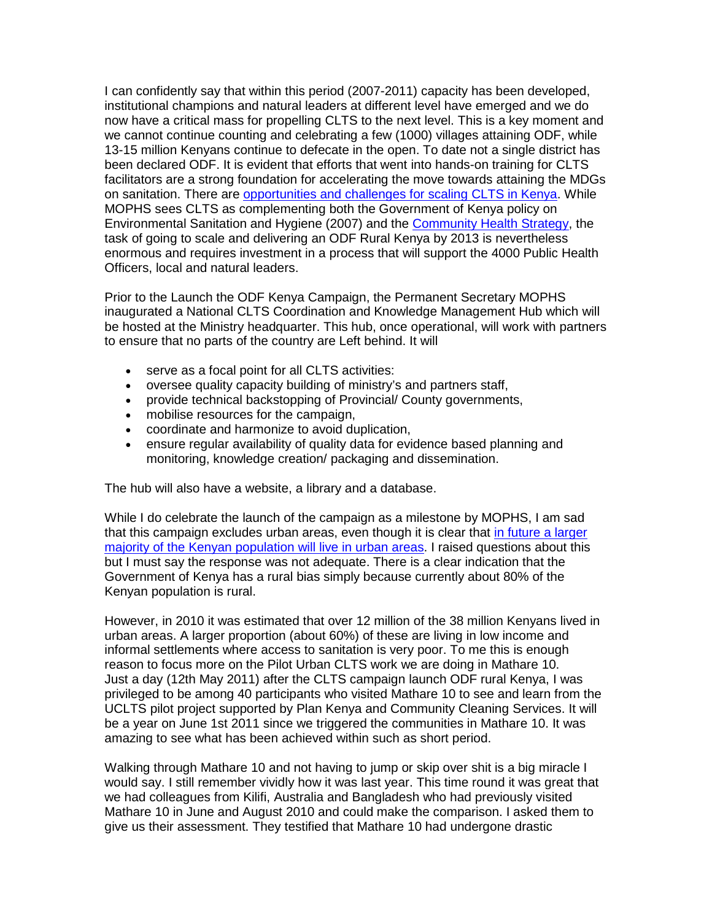I can confidently say that within this period (2007-2011) capacity has been developed, institutional champions and natural leaders at different level have emerged and we do now have a critical mass for propelling CLTS to the next level. This is a key moment and we cannot continue counting and celebrating a few (1000) villages attaining ODF, while 13-15 million Kenyans continue to defecate in the open. To date not a single district has been declared ODF. It is evident that efforts that went into hands-on training for CLTS facilitators are a strong foundation for accelerating the move towards attaining the MDGs on sanitation. There are opportunities and challenges for scaling CLTS in Kenya. While MOPHS sees CLTS as complementing both the Government of Kenya policy on Environmental Sanitation and Hygiene (2007) and the Community Health Strategy, the task of going to scale and delivering an ODF Rural Kenya by 2013 is nevertheless enormous and requires investment in a process that will support the 4000 Public Health Officers, local and natural leaders.

Prior to the Launch the ODF Kenya Campaign, the Permanent Secretary MOPHS inaugurated a National CLTS Coordination and Knowledge Management Hub which will be hosted at the Ministry headquarter. This hub, once operational, will work with partners to ensure that no parts of the country are Left behind. It will

- serve as a focal point for all CLTS activities:
- oversee quality capacity building of ministry's and partners staff,
- provide technical backstopping of Provincial/ County governments,
- mobilise resources for the campaign,
- coordinate and harmonize to avoid duplication,
- ensure regular availability of quality data for evidence based planning and monitoring, knowledge creation/ packaging and dissemination.

The hub will also have a website, a library and a database.

While I do celebrate the launch of the campaign as a milestone by MOPHS, I am sad that this campaign excludes urban areas, even though it is clear that in future a larger majority of the Kenyan population will live in urban areas. I raised questions about this but I must say the response was not adequate. There is a clear indication that the Government of Kenya has a rural bias simply because currently about 80% of the Kenyan population is rural.

However, in 2010 it was estimated that over 12 million of the 38 million Kenyans lived in urban areas. A larger proportion (about 60%) of these are living in low income and informal settlements where access to sanitation is very poor. To me this is enough reason to focus more on the Pilot Urban CLTS work we are doing in Mathare 10. Just a day (12th May 2011) after the CLTS campaign launch ODF rural Kenya, I was privileged to be among 40 participants who visited Mathare 10 to see and learn from the UCLTS pilot project supported by Plan Kenya and Community Cleaning Services. It will be a year on June 1st 2011 since we triggered the communities in Mathare 10. It was amazing to see what has been achieved within such as short period.

Walking through Mathare 10 and not having to jump or skip over shit is a big miracle I would say. I still remember vividly how it was last year. This time round it was great that we had colleagues from Kilifi, Australia and Bangladesh who had previously visited Mathare 10 in June and August 2010 and could make the comparison. I asked them to give us their assessment. They testified that Mathare 10 had undergone drastic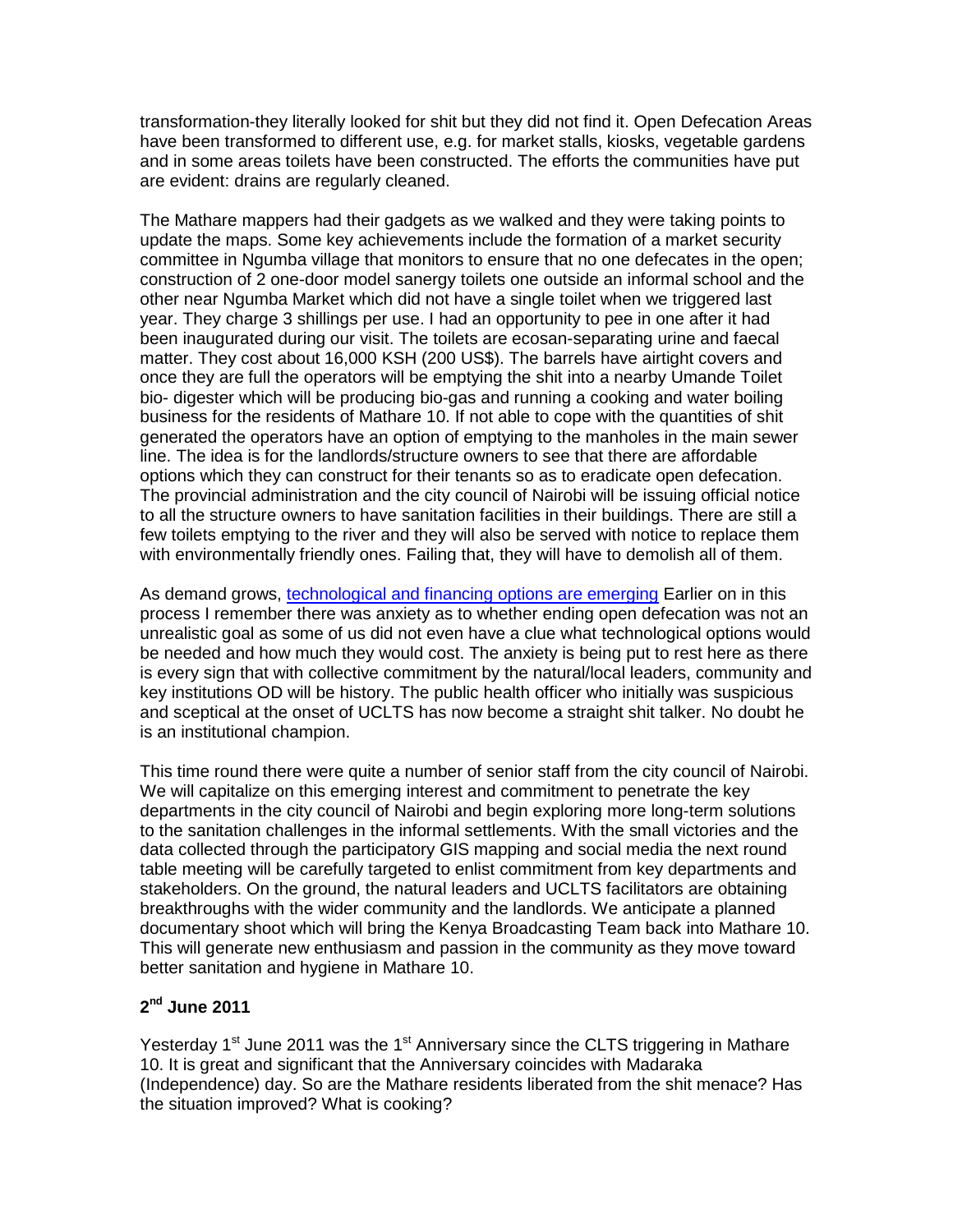transformation-they literally looked for shit but they did not find it. Open Defecation Areas have been transformed to different use, e.g. for market stalls, kiosks, vegetable gardens and in some areas toilets have been constructed. The efforts the communities have put are evident: drains are regularly cleaned.

The Mathare mappers had their gadgets as we walked and they were taking points to update the maps. Some key achievements include the formation of a market security committee in Ngumba village that monitors to ensure that no one defecates in the open; construction of 2 one-door model sanergy toilets one outside an informal school and the other near Ngumba Market which did not have a single toilet when we triggered last year. They charge 3 shillings per use. I had an opportunity to pee in one after it had been inaugurated during our visit. The toilets are ecosan-separating urine and faecal matter. They cost about 16,000 KSH (200 US$). The barrels have airtight covers and once they are full the operators will be emptying the shit into a nearby Umande Toilet bio- digester which will be producing bio-gas and running a cooking and water boiling business for the residents of Mathare 10. If not able to cope with the quantities of shit generated the operators have an option of emptying to the manholes in the main sewer line. The idea is for the landlords/structure owners to see that there are affordable options which they can construct for their tenants so as to eradicate open defecation. The provincial administration and the city council of Nairobi will be issuing official notice to all the structure owners to have sanitation facilities in their buildings. There are still a few toilets emptying to the river and they will also be served with notice to replace them with environmentally friendly ones. Failing that, they will have to demolish all of them.

As demand grows, technological and financing options are emerging Earlier on in this process I remember there was anxiety as to whether ending open defecation was not an unrealistic goal as some of us did not even have a clue what technological options would be needed and how much they would cost. The anxiety is being put to rest here as there is every sign that with collective commitment by the natural/local leaders, community and key institutions OD will be history. The public health officer who initially was suspicious and sceptical at the onset of UCLTS has now become a straight shit talker. No doubt he is an institutional champion.

This time round there were quite a number of senior staff from the city council of Nairobi. We will capitalize on this emerging interest and commitment to penetrate the key departments in the city council of Nairobi and begin exploring more long-term solutions to the sanitation challenges in the informal settlements. With the small victories and the data collected through the participatory GIS mapping and social media the next round table meeting will be carefully targeted to enlist commitment from key departments and stakeholders. On the ground, the natural leaders and UCLTS facilitators are obtaining breakthroughs with the wider community and the landlords. We anticipate a planned documentary shoot which will bring the Kenya Broadcasting Team back into Mathare 10. This will generate new enthusiasm and passion in the community as they move toward better sanitation and hygiene in Mathare 10.

**2nd June 2011**

Yesterday 1st June 2011 was the 1st Anniversary since the CLTS triggering in Mathare 10. It is great and significant that the Anniversary coincides with Madaraka (Independence) day. So are the Mathare residents liberated from the shit menace? Has the situation improved? What is cooking?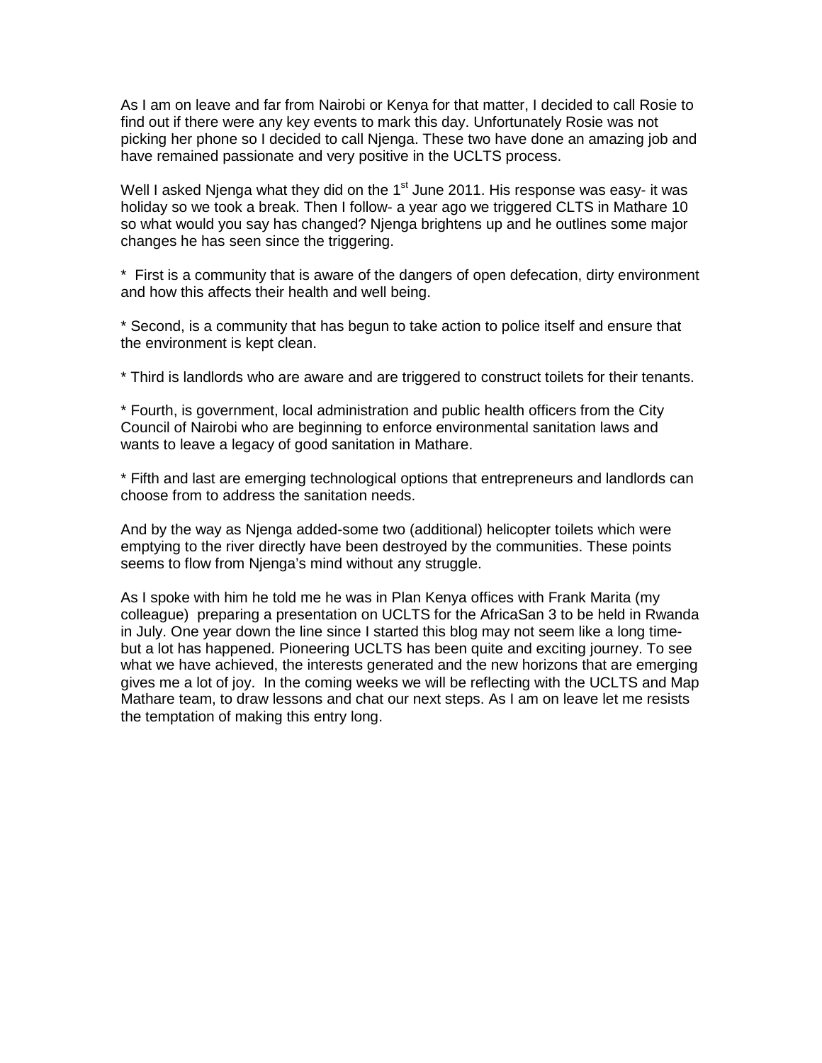As I am on leave and far from Nairobi or Kenya for that matter, I decided to call Rosie to find out if there were any key events to mark this day. Unfortunately Rosie was not picking her phone so I decided to call Njenga. These two have done an amazing job and have remained passionate and very positive in the UCLTS process.

Well I asked Njenga what they did on the 1st June 2011. His response was easy- it was holiday so we took a break. Then I follow- a year ago we triggered CLTS in Mathare 10 so what would you say has changed? Njenga brightens up and he outlines some major changes he has seen since the triggering.

* First is a community that is aware of the dangers of open defecation, dirty environment and how this affects their health and well being.

* Second, is a community that has begun to take action to police itself and ensure that the environment is kept clean.

* Third is landlords who are aware and are triggered to construct toilets for their tenants.

* Fourth, is government, local administration and public health officers from the City Council of Nairobi who are beginning to enforce environmental sanitation laws and wants to leave a legacy of good sanitation in Mathare.

* Fifth and last are emerging technological options that entrepreneurs and landlords can choose from to address the sanitation needs.

And by the way as Njenga added-some two (additional) helicopter toilets which were emptying to the river directly have been destroyed by the communities. These points seems to flow from Njenga's mind without any struggle.

As I spoke with him he told me he was in Plan Kenya offices with Frank Marita (my colleague) preparing a presentation on UCLTS for the AfricaSan 3 to be held in Rwanda in July. One year down the line since I started this blog may not seem like a long time- but a lot has happened. Pioneering UCLTS has been quite and exciting journey. To see what we have achieved, the interests generated and the new horizons that are emerging gives me a lot of joy. In the coming weeks we will be reflecting with the UCLTS and Map Mathare team, to draw lessons and chat our next steps. As I am on leave let me resists the temptation of making this entry long.